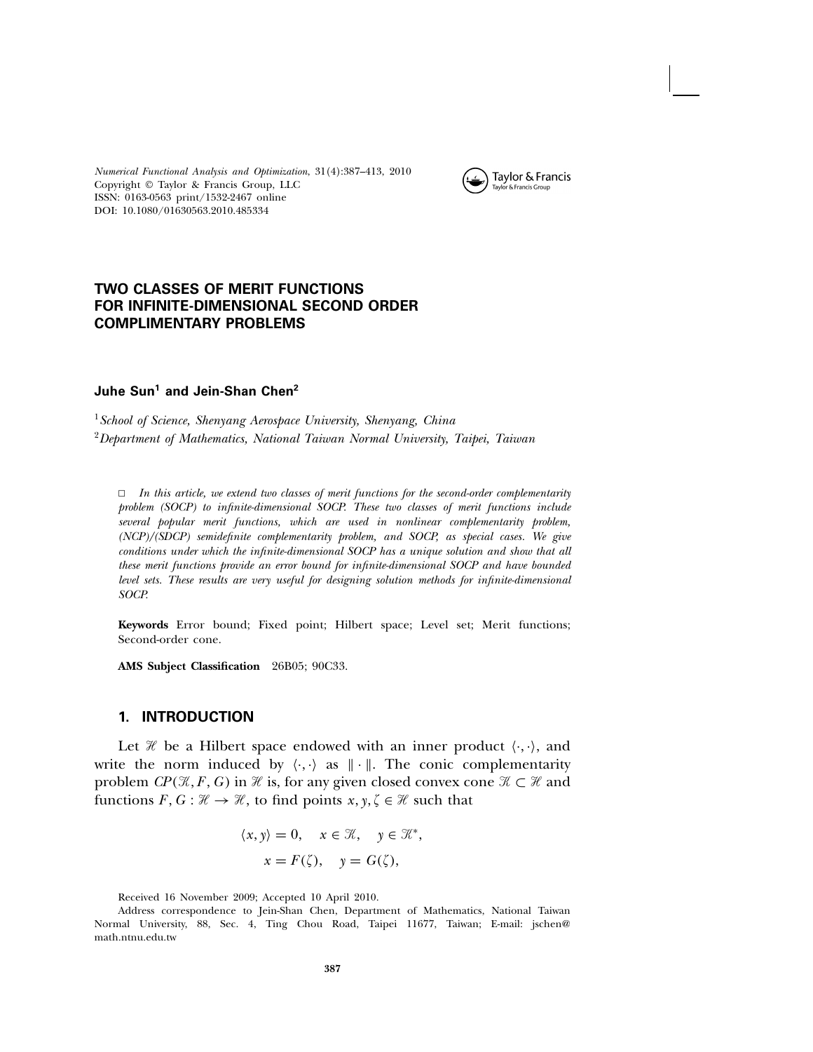*Numerical Functional Analysis and Optimization*, 31(4):387–413, 2010
Copyright © Taylor & Francis Group, LLC
ISSN: 0163-0563 print/1532-2467 online
DOI: 10.1080/01630563.2010.485334

# TWO CLASSES OF MERIT FUNCTIONS FOR INFINITE-DIMENSIONAL SECOND ORDER COMPLIMENTARY PROBLEMS

**Juhe Sun[1] and Jein-Shan Chen[2]**

[1] *School of Science, Shenyang Aerospace University, Shenyang, China*
[2] *Department of Mathematics, National Taiwan Normal University, Taipei, Taiwan*

□ *In this article, we extend two classes of merit functions for the second-order complementarity problem (SOCP) to infinite-dimensional SOCP. These two classes of merit functions include several popular merit functions, which are used in nonlinear complementarity problem, (NCP)/(SDCP) semidefinite complementarity problem, and SOCP, as special cases. We give conditions under which the infinite-dimensional SOCP has a unique solution and show that all these merit functions provide an error bound for infinite-dimensional SOCP and have bounded level sets. These results are very useful for designing solution methods for infinite-dimensional SOCP.*

**Keywords** Error bound; Fixed point; Hilbert space; Level set; Merit functions; Second-order cone.

**AMS Subject Classification** 26B05; 90C33.

## 1. INTRODUCTION

Let $\mathscr{H}$ be a Hilbert space endowed with an inner product $\langle \cdot, \cdot \rangle$, and write the norm induced by $\langle \cdot, \cdot \rangle$ as $\| \cdot \|$. The conic complementarity problem $CP(\mathscr{K}, F, G)$ in $\mathscr{H}$ is, for any given closed convex cone $\mathscr{K} \subset \mathscr{H}$ and functions $F, G : \mathscr{H} \to \mathscr{H}$, to find points $x, y, \zeta \in \mathscr{H}$ such that

$$
\begin{aligned}
\langle x, y \rangle = 0, \quad x \in \mathscr{K}, \quad y \in \mathscr{K}^*, \\
x = F(\zeta), \quad y = G(\zeta),
\end{aligned}
$$

Received 16 November 2009; Accepted 10 April 2010.

Address correspondence to Jein-Shan Chen, Department of Mathematics, National Taiwan Normal University, 88, Sec. 4, Ting Chou Road, Taipei 11677, Taiwan; E-mail: jschen@math.ntnu.edu.tw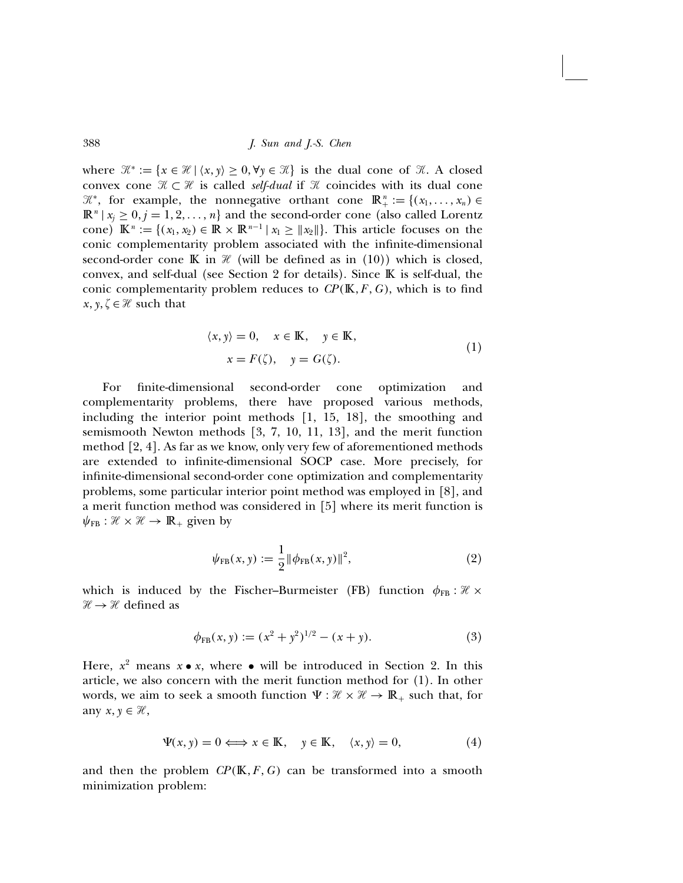where $\mathcal{K}^* := \{x \in \mathcal{H} \mid \langle x, y \rangle \geq 0, \forall y \in \mathcal{K}\}$ is the dual cone of $\mathcal{K}$. A closed convex cone $\mathcal{K} \subset \mathcal{H}$ is called *self-dual* if $\mathcal{K}$ coincides with its dual cone $\mathcal{K}^*$, for example, the nonnegative orthant cone $\mathbb{R}^n_+ := \{(x_1, \ldots, x_n) \in \mathbb{R}^n \mid x_j \geq 0, j = 1, 2, \ldots, n\}$ and the second-order cone (also called Lorentz cone) $\mathbb{K}^n := \{(x_1, x_2) \in \mathbb{R} \times \mathbb{R}^{n-1} \mid x_1 \geq \|x_2\|\}$. This article focuses on the conic complementarity problem associated with the infinite-dimensional second-order cone $\mathbb{K}$ in $\mathcal{H}$ (will be defined as in (10)) which is closed, convex, and self-dual (see Section 2 for details). Since $\mathbb{K}$ is self-dual, the conic complementarity problem reduces to $CP(\mathbb{K}, F, G)$, which is to find $x, y, \zeta \in \mathcal{H}$ such that

$$
\begin{aligned}
\langle x, y \rangle = 0, \quad x \in \mathbb{K}, \quad y \in \mathbb{K}, \\
x = F(\zeta), \quad y = G(\zeta).
\end{aligned} \tag{1}
$$

For finite-dimensional second-order cone optimization and complementarity problems, there have proposed various methods, including the interior point methods [1, 15, 18], the smoothing and semismooth Newton methods [3, 7, 10, 11, 13], and the merit function method [2, 4]. As far as we know, only very few of aforementioned methods are extended to infinite-dimensional SOCP case. More precisely, for infinite-dimensional second-order cone optimization and complementarity problems, some particular interior point method was employed in [8], and a merit function method was considered in [5] where its merit function is $\psi_{\text{FB}} : \mathcal{H} \times \mathcal{H} \to \mathbb{R}_+$ given by

$$
\psi_{\text{FB}}(x, y) := \frac{1}{2} \|\phi_{\text{FB}}(x, y)\|^2, \tag{2}
$$

which is induced by the Fischer–Burmeister (FB) function $\phi_{\text{FB}} : \mathcal{H} \times \mathcal{H} \to \mathcal{H}$ defined as

$$
\phi_{\text{FB}}(x, y) := (x^2 + y^2)^{1/2} - (x + y). \tag{3}
$$

Here, $x^2$ means $x \bullet x$, where $\bullet$ will be introduced in Section 2. In this article, we also concern with the merit function method for (1). In other words, we aim to seek a smooth function $\Psi : \mathcal{H} \times \mathcal{H} \to \mathbb{R}_+$ such that, for any $x, y \in \mathcal{H}$,

$$
\Psi(x, y) = 0 \iff x \in \mathbb{K}, \quad y \in \mathbb{K}, \quad \langle x, y \rangle = 0, \tag{4}
$$

and then the problem $CP(\mathbb{K}, F, G)$ can be transformed into a smooth minimization problem: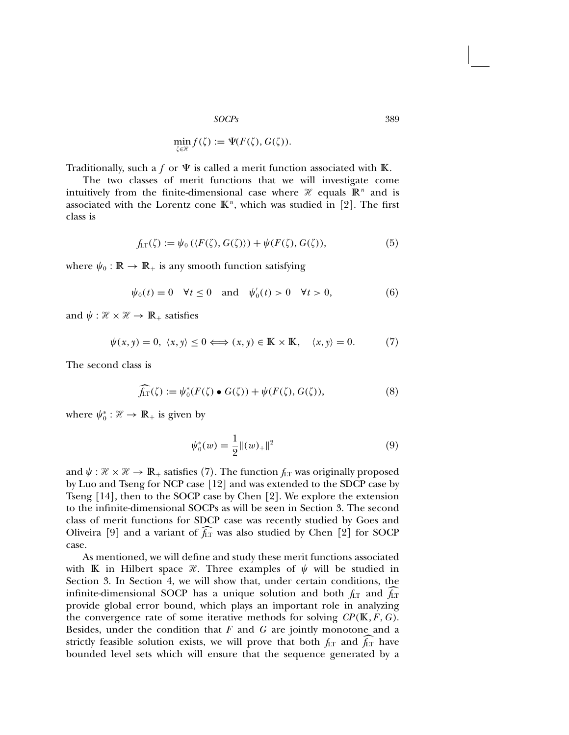$$\min_{\zeta \in \mathscr{H}} f(\zeta) := \Psi(F(\zeta), G(\zeta)).$$

Traditionally, such a $f$ or $\Psi$ is called a merit function associated with $\mathbb{K}$.

The two classes of merit functions that we will investigate come intuitively from the finite-dimensional case where $\mathscr{H}$ equals $\mathbb{R}^n$ and is associated with the Lorentz cone $\mathbb{K}^n$, which was studied in [2]. The first class is

$$f_{\mathrm{LT}}(\zeta) := \psi_0\left(\langle F(\zeta), G(\zeta)\rangle\right) + \psi(F(\zeta), G(\zeta)), \tag{5}$$

where $\psi_0 : \mathbb{R} \to \mathbb{R}_+$ is any smooth function satisfying

$$\psi_0(t) = 0 \quad \forall t \leq 0 \quad \text{and} \quad \psi_0'(t) > 0 \quad \forall t > 0, \tag{6}$$

and $\psi : \mathscr{H} \times \mathscr{H} \to \mathbb{R}_+$ satisfies

$$\psi(x, y) = 0, \ \langle x, y\rangle \leq 0 \Longleftrightarrow (x, y) \in \mathbb{K} \times \mathbb{K}, \quad \langle x, y\rangle = 0. \tag{7}$$

The second class is

$$\widehat{f_{\mathrm{LT}}}(\zeta) := \psi_0^*(F(\zeta) \bullet G(\zeta)) + \psi(F(\zeta), G(\zeta)), \tag{8}$$

where $\psi_0^* : \mathscr{H} \to \mathbb{R}_+$ is given by

$$\psi_0^*(w) = \frac{1}{2}\|(w)_+\|^2 \tag{9}$$

and $\psi : \mathscr{H} \times \mathscr{H} \to \mathbb{R}_+$ satisfies (7). The function $f_{\mathrm{LT}}$ was originally proposed by Luo and Tseng for NCP case [12] and was extended to the SDCP case by Tseng [14], then to the SOCP case by Chen [2]. We explore the extension to the infinite-dimensional SOCPs as will be seen in Section 3. The second class of merit functions for SDCP case was recently studied by Goes and Oliveira [9] and a variant of $\widehat{f_{\mathrm{LT}}}$ was also studied by Chen [2] for SOCP case.

As mentioned, we will define and study these merit functions associated with $\mathbb{K}$ in Hilbert space $\mathscr{H}$. Three examples of $\psi$ will be studied in Section 3. In Section 4, we will show that, under certain conditions, the infinite-dimensional SOCP has a unique solution and both $f_{\mathrm{LT}}$ and $\widehat{f_{\mathrm{LT}}}$ provide global error bound, which plays an important role in analyzing the convergence rate of some iterative methods for solving $CP(\mathbb{K}, F, G)$. Besides, under the condition that $F$ and $G$ are jointly monotone and a strictly feasible solution exists, we will prove that both $f_{\mathrm{LT}}$ and $\widehat{f_{\mathrm{LT}}}$ have bounded level sets which will ensure that the sequence generated by a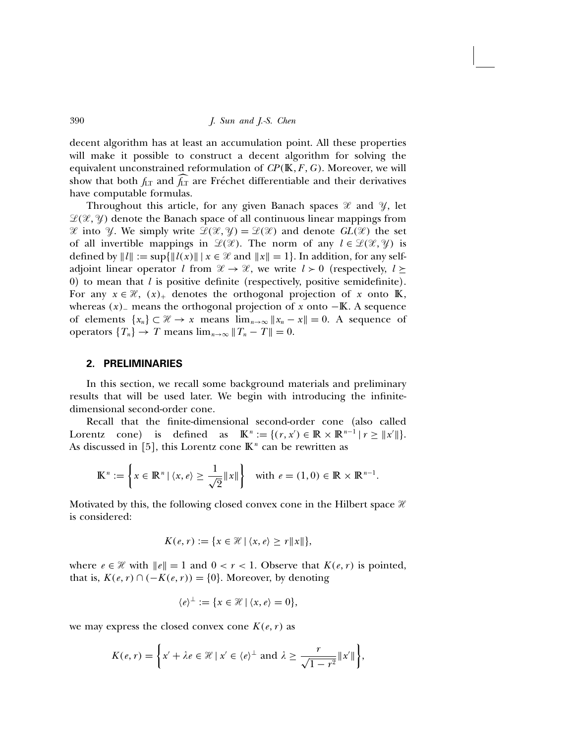decent algorithm has at least an accumulation point. All these properties will make it possible to construct a decent algorithm for solving the equivalent unconstrained reformulation of $CP(\mathbb{K}, F, G)$. Moreover, we will show that both $f_{\mathrm{LT}}$ and $\widehat{f_{\mathrm{LT}}}$ are Fréchet differentiable and their derivatives have computable formulas.

Throughout this article, for any given Banach spaces $\mathscr{X}$ and $\mathscr{Y}$, let $\mathscr{L}(\mathscr{X}, \mathscr{Y})$ denote the Banach space of all continuous linear mappings from $\mathscr{X}$ into $\mathscr{Y}$. We simply write $\mathscr{L}(\mathscr{X}, \mathscr{Y}) = \mathscr{L}(\mathscr{X})$ and denote $GL(\mathscr{X})$ the set of all invertible mappings in $\mathscr{L}(\mathscr{X})$. The norm of any $l \in \mathscr{L}(\mathscr{X}, \mathscr{Y})$ is defined by $\|l\| := \sup\{\|l(x)\| \mid x \in \mathscr{X} \text{ and } \|x\| = 1\}$. In addition, for any self-adjoint linear operator $l$ from $\mathscr{X} \to \mathscr{X}$, we write $l \succ 0$ (respectively, $l \succeq 0$) to mean that $l$ is positive definite (respectively, positive semidefinite). For any $x \in \mathscr{H}$, $(x)_+$ denotes the orthogonal projection of $x$ onto $\mathbb{K}$, whereas $(x)_-$ means the orthogonal projection of $x$ onto $-\mathbb{K}$. A sequence of elements $\{x_n\} \subset \mathscr{H} \to x$ means $\lim_{n\to\infty} \|x_n - x\| = 0$. A sequence of operators $\{T_n\} \to T$ means $\lim_{n\to\infty} \|T_n - T\| = 0$.

## 2. PRELIMINARIES

In this section, we recall some background materials and preliminary results that will be used later. We begin with introducing the infinite-dimensional second-order cone.

Recall that the finite-dimensional second-order cone (also called Lorentz cone) is defined as $\mathbb{K}^n := \{(r, x') \in \mathbb{R} \times \mathbb{R}^{n-1} \mid r \geq \|x'\|\}$. As discussed in [5], this Lorentz cone $\mathbb{K}^n$ can be rewritten as

$$\mathbb{K}^n := \left\{ x \in \mathbb{R}^n \mid \langle x, e \rangle \geq \frac{1}{\sqrt{2}}\|x\| \right\} \quad \text{with } e = (1, 0) \in \mathbb{R} \times \mathbb{R}^{n-1}.$$

Motivated by this, the following closed convex cone in the Hilbert space $\mathscr{H}$ is considered:

$$K(e, r) := \{x \in \mathscr{H} \mid \langle x, e \rangle \geq r\|x\|\},$$

where $e \in \mathscr{H}$ with $\|e\| = 1$ and $0 < r < 1$. Observe that $K(e, r)$ is pointed, that is, $K(e, r) \cap (-K(e, r)) = \{0\}$. Moreover, by denoting

$$\langle e \rangle^{\perp} := \{x \in \mathscr{H} \mid \langle x, e \rangle = 0\},$$

we may express the closed convex cone $K(e, r)$ as

$$K(e, r) = \left\{ x' + \lambda e \in \mathscr{H} \mid x' \in \langle e \rangle^{\perp} \text{ and } \lambda \geq \frac{r}{\sqrt{1 - r^2}}\|x'\| \right\},$$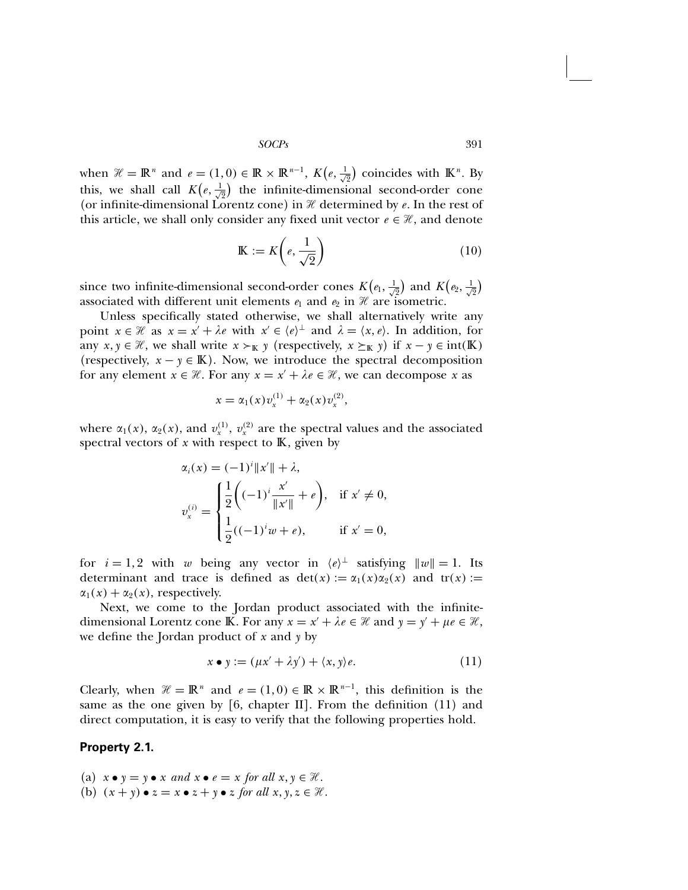when $\mathscr{H} = \mathbb{R}^n$ and $e = (1, 0) \in \mathbb{R} \times \mathbb{R}^{n-1}$, $K\left(e, \frac{1}{\sqrt{2}}\right)$ coincides with $\mathbb{K}^n$. By this, we shall call $K\left(e, \frac{1}{\sqrt{2}}\right)$ the infinite-dimensional second-order cone (or infinite-dimensional Lorentz cone) in $\mathscr{H}$ determined by $e$. In the rest of this article, we shall only consider any fixed unit vector $e \in \mathscr{H}$, and denote

$$\mathbb{K} := K\left(e, \frac{1}{\sqrt{2}}\right) \tag{10}$$

since two infinite-dimensional second-order cones $K\left(e_1, \frac{1}{\sqrt{2}}\right)$ and $K\left(e_2, \frac{1}{\sqrt{2}}\right)$ associated with different unit elements $e_1$ and $e_2$ in $\mathscr{H}$ are isometric.

Unless specifically stated otherwise, we shall alternatively write any point $x \in \mathscr{H}$ as $x = x' + \lambda e$ with $x' \in \langle e \rangle^{\perp}$ and $\lambda = \langle x, e \rangle$. In addition, for any $x, y \in \mathscr{H}$, we shall write $x \succ_{\mathbb{K}} y$ (respectively, $x \succeq_{\mathbb{K}} y$) if $x - y \in \text{int}(\mathbb{K})$ (respectively, $x - y \in \mathbb{K}$). Now, we introduce the spectral decomposition for any element $x \in \mathscr{H}$. For any $x = x' + \lambda e \in \mathscr{H}$, we can decompose $x$ as

$$x = \alpha_1(x) v_x^{(1)} + \alpha_2(x) v_x^{(2)},$$

where $\alpha_1(x)$, $\alpha_2(x)$, and $v_x^{(1)}$, $v_x^{(2)}$ are the spectral values and the associated spectral vectors of $x$ with respect to $\mathbb{K}$, given by

$$\alpha_i(x) = (-1)^i \|x'\| + \lambda,$$

$$v_x^{(i)} = \begin{cases} \dfrac{1}{2}\left((-1)^i \dfrac{x'}{\|x'\|} + e\right), & \text{if } x' \neq 0, \\ \dfrac{1}{2}((-1)^i w + e), & \text{if } x' = 0, \end{cases}$$

for $i = 1, 2$ with $w$ being any vector in $\langle e \rangle^{\perp}$ satisfying $\|w\| = 1$. Its determinant and trace is defined as $\det(x) := \alpha_1(x)\alpha_2(x)$ and $\text{tr}(x) := \alpha_1(x) + \alpha_2(x)$, respectively.

Next, we come to the Jordan product associated with the infinite-dimensional Lorentz cone $\mathbb{K}$. For any $x = x' + \lambda e \in \mathscr{H}$ and $y = y' + \mu e \in \mathscr{H}$, we define the Jordan product of $x$ and $y$ by

$$x \bullet y := (\mu x' + \lambda y') + \langle x, y \rangle e. \tag{11}$$

Clearly, when $\mathscr{H} = \mathbb{R}^n$ and $e = (1, 0) \in \mathbb{R} \times \mathbb{R}^{n-1}$, this definition is the same as the one given by [6, chapter II]. From the definition (11) and direct computation, it is easy to verify that the following properties hold.

**Property 2.1.**

(a) *$x \bullet y = y \bullet x$ and $x \bullet e = x$ for all $x, y \in \mathscr{H}$.*
(b) *$(x + y) \bullet z = x \bullet z + y \bullet z$ for all $x, y, z \in \mathscr{H}$.*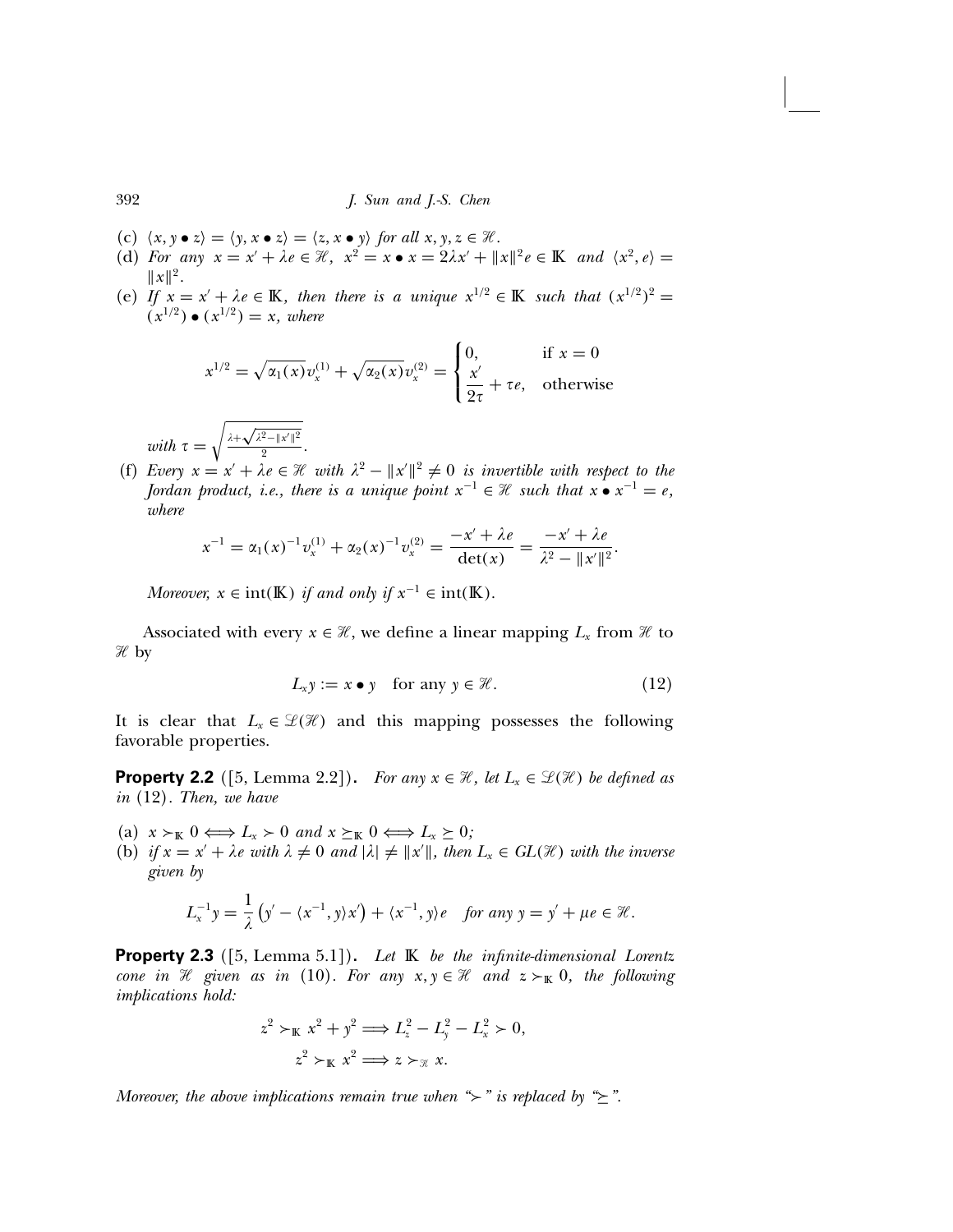(c) $\langle x, y \bullet z\rangle = \langle y, x \bullet z\rangle = \langle z, x \bullet y\rangle$ *for all* $x, y, z \in \mathscr{H}$.

(d) *For any* $x = x' + \lambda e \in \mathscr{H}$, $x^2 = x \bullet x = 2\lambda x' + \|x\|^2 e \in \mathbb{K}$ *and* $\langle x^2, e\rangle = \|x\|^2$.

(e) *If* $x = x' + \lambda e \in \mathbb{K}$, *then there is a unique* $x^{1/2} \in \mathbb{K}$ *such that* $(x^{1/2})^2 = (x^{1/2}) \bullet (x^{1/2}) = x$, *where*

$$x^{1/2} = \sqrt{\alpha_1(x)}v_x^{(1)} + \sqrt{\alpha_2(x)}v_x^{(2)} = \begin{cases} 0, & \text{if } x = 0 \\ \dfrac{x'}{2\tau} + \tau e, & \text{otherwise} \end{cases}$$

*with* $\tau = \sqrt{\frac{\lambda + \sqrt{\lambda^2 - \|x'\|^2}}{2}}$.

(f) *Every* $x = x' + \lambda e \in \mathscr{H}$ *with* $\lambda^2 - \|x'\|^2 \neq 0$ *is invertible with respect to the Jordan product, i.e., there is a unique point* $x^{-1} \in \mathscr{H}$ *such that* $x \bullet x^{-1} = e$, *where*

$$x^{-1} = \alpha_1(x)^{-1}v_x^{(1)} + \alpha_2(x)^{-1}v_x^{(2)} = \frac{-x' + \lambda e}{\det(x)} = \frac{-x' + \lambda e}{\lambda^2 - \|x'\|^2}.$$

*Moreover,* $x \in \operatorname{int}(\mathbb{K})$ *if and only if* $x^{-1} \in \operatorname{int}(\mathbb{K})$.

Associated with every $x \in \mathscr{H}$, we define a linear mapping $L_x$ from $\mathscr{H}$ to $\mathscr{H}$ by

$$L_x y := x \bullet y \quad \text{for any } y \in \mathscr{H}. \tag{12}$$

It is clear that $L_x \in \mathscr{L}(\mathscr{H})$ and this mapping possesses the following favorable properties.

**Property 2.2** ([5, Lemma 2.2]). *For any* $x \in \mathscr{H}$, *let* $L_x \in \mathscr{L}(\mathscr{H})$ *be defined as in* (12). *Then, we have*

(a) $x \succ_{\mathbb{K}} 0 \Longleftrightarrow L_x \succ 0$ *and* $x \succeq_{\mathbb{K}} 0 \Longleftrightarrow L_x \succeq 0$;

(b) *if* $x = x' + \lambda e$ *with* $\lambda \neq 0$ *and* $|\lambda| \neq \|x'\|$, *then* $L_x \in GL(\mathscr{H})$ *with the inverse given by*

$$L_x^{-1} y = \frac{1}{\lambda}\left(y' - \langle x^{-1}, y\rangle x'\right) + \langle x^{-1}, y\rangle e \quad \text{for any } y = y' + \mu e \in \mathscr{H}.$$

**Property 2.3** ([5, Lemma 5.1]). *Let* $\mathbb{K}$ *be the infinite-dimensional Lorentz cone in* $\mathscr{H}$ *given as in* (10). *For any* $x, y \in \mathscr{H}$ *and* $z \succ_{\mathbb{K}} 0$, *the following implications hold:*

$$z^2 \succ_{\mathbb{K}} x^2 + y^2 \Longrightarrow L_z^2 - L_y^2 - L_x^2 \succ 0,$$

$$z^2 \succ_{\mathbb{K}} x^2 \Longrightarrow z \succ_{\mathscr{H}} x.$$

*Moreover, the above implications remain true when "$\succ$" is replaced by "$\succeq$".*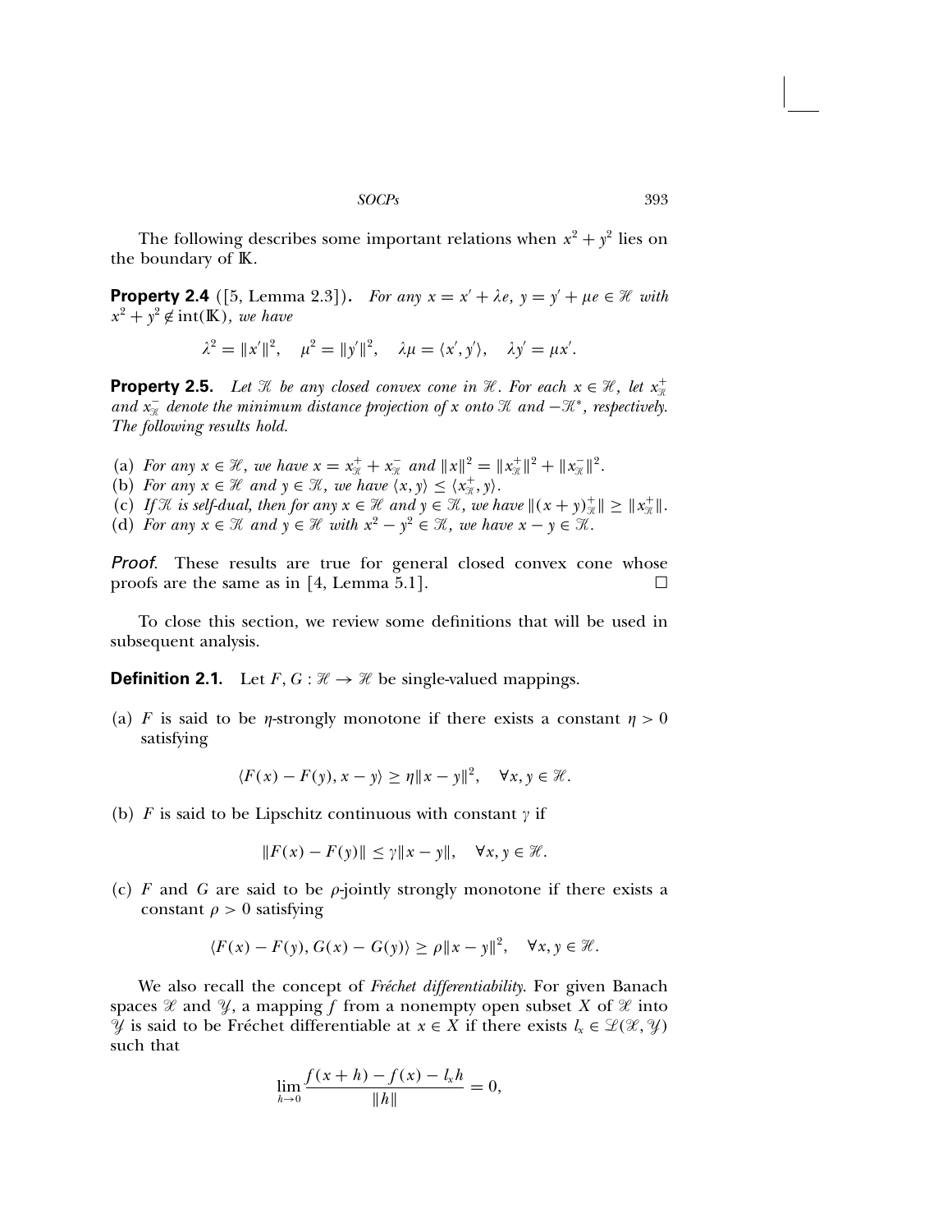The following describes some important relations when $x^2 + y^2$ lies on the boundary of $\mathbb{K}$.

**Property 2.4** ([5, Lemma 2.3]). *For any $x = x' + \lambda e$, $y = y' + \mu e \in \mathscr{H}$ with $x^2 + y^2 \notin \text{int}(\mathbb{K})$, we have*

$$\lambda^2 = \|x'\|^2, \quad \mu^2 = \|y'\|^2, \quad \lambda\mu = \langle x', y' \rangle, \quad \lambda y' = \mu x'.$$

**Property 2.5.** *Let $\mathcal{K}$ be any closed convex cone in $\mathscr{H}$. For each $x \in \mathscr{H}$, let $x_{\mathcal{K}}^+$ and $x_{\mathcal{K}}^-$ denote the minimum distance projection of $x$ onto $\mathcal{K}$ and $-\mathcal{K}^*$, respectively. The following results hold.*

(a) *For any $x \in \mathscr{H}$, we have $x = x_{\mathcal{K}}^+ + x_{\mathcal{K}}^-$ and $\|x\|^2 = \|x_{\mathcal{K}}^+\|^2 + \|x_{\mathcal{K}}^-\|^2$.*
(b) *For any $x \in \mathscr{H}$ and $y \in \mathcal{K}$, we have $\langle x, y \rangle \leq \langle x_{\mathcal{K}}^+, y \rangle$.*
(c) *If $\mathcal{K}$ is self-dual, then for any $x \in \mathscr{H}$ and $y \in \mathcal{K}$, we have $\|(x + y)_{\mathcal{K}}^+\| \geq \|x_{\mathcal{K}}^+\|$.*
(d) *For any $x \in \mathcal{K}$ and $y \in \mathscr{H}$ with $x^2 - y^2 \in \mathcal{K}$, we have $x - y \in \mathcal{K}$.*

*Proof*. These results are true for general closed convex cone whose proofs are the same as in [4, Lemma 5.1]. $\square$

To close this section, we review some definitions that will be used in subsequent analysis.

**Definition 2.1.** Let $F, G : \mathscr{H} \to \mathscr{H}$ be single-valued mappings.

(a) $F$ is said to be $\eta$-strongly monotone if there exists a constant $\eta > 0$ satisfying

$$\langle F(x) - F(y), x - y \rangle \geq \eta \|x - y\|^2, \quad \forall x, y \in \mathscr{H}.$$

(b) $F$ is said to be Lipschitz continuous with constant $\gamma$ if

$$\|F(x) - F(y)\| \leq \gamma \|x - y\|, \quad \forall x, y \in \mathscr{H}.$$

(c) $F$ and $G$ are said to be $\rho$-jointly strongly monotone if there exists a constant $\rho > 0$ satisfying

$$\langle F(x) - F(y), G(x) - G(y) \rangle \geq \rho \|x - y\|^2, \quad \forall x, y \in \mathscr{H}.$$

We also recall the concept of *Fréchet differentiability*. For given Banach spaces $\mathscr{X}$ and $\mathscr{Y}$, a mapping $f$ from a nonempty open subset $X$ of $\mathscr{X}$ into $\mathscr{Y}$ is said to be Fréchet differentiable at $x \in X$ if there exists $l_x \in \mathscr{L}(\mathscr{X}, \mathscr{Y})$ such that

$$\lim_{h \to 0} \frac{f(x + h) - f(x) - l_x h}{\|h\|} = 0,$$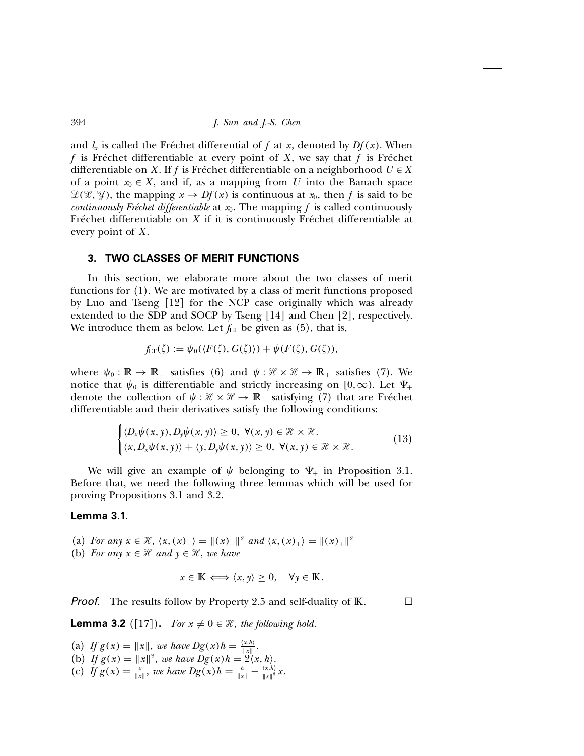and $l_x$ is called the Fréchet differential of $f$ at $x$, denoted by $Df(x)$. When $f$ is Fréchet differentiable at every point of $X$, we say that $f$ is Fréchet differentiable on $X$. If $f$ is Fréchet differentiable on a neighborhood $U \in X$ of a point $x_0 \in X$, and if, as a mapping from $U$ into the Banach space $\mathscr{L}(\mathscr{X}, \mathscr{Y})$, the mapping $x \to Df(x)$ is continuous at $x_0$, then $f$ is said to be *continuously Fréchet differentiable* at $x_0$. The mapping $f$ is called continuously Fréchet differentiable on $X$ if it is continuously Fréchet differentiable at every point of $X$.

## 3. TWO CLASSES OF MERIT FUNCTIONS

In this section, we elaborate more about the two classes of merit functions for (1). We are motivated by a class of merit functions proposed by Luo and Tseng [12] for the NCP case originally which was already extended to the SDP and SOCP by Tseng [14] and Chen [2], respectively. We introduce them as below. Let $f_{\mathrm{LT}}$ be given as (5), that is,

$$f_{\mathrm{LT}}(\zeta) := \psi_0(\langle F(\zeta), G(\zeta)\rangle) + \psi(F(\zeta), G(\zeta)),$$

where $\psi_0 : \mathbb{R} \to \mathbb{R}_+$ satisfies (6) and $\psi : \mathscr{H} \times \mathscr{H} \to \mathbb{R}_+$ satisfies (7). We notice that $\psi_0$ is differentiable and strictly increasing on $[0, \infty)$. Let $\Psi_+$ denote the collection of $\psi : \mathscr{H} \times \mathscr{H} \to \mathbb{R}_+$ satisfying (7) that are Fréchet differentiable and their derivatives satisfy the following conditions:

$$\begin{cases} \langle D_x\psi(x, y), D_y\psi(x, y)\rangle \geq 0, \ \forall (x, y) \in \mathscr{H} \times \mathscr{H}. \\ \langle x, D_x\psi(x, y)\rangle + \langle y, D_y\psi(x, y)\rangle \geq 0, \ \forall (x, y) \in \mathscr{H} \times \mathscr{H}. \end{cases} \tag{13}$$

We will give an example of $\psi$ belonging to $\Psi_+$ in Proposition 3.1. Before that, we need the following three lemmas which will be used for proving Propositions 3.1 and 3.2.

**Lemma 3.1.**

(a) *For any $x \in \mathscr{H}$, $\langle x, (x)_-\rangle = \|(x)_-\|^2$ and $\langle x, (x)_+\rangle = \|(x)_+\|^2$*

(b) *For any $x \in \mathscr{H}$ and $y \in \mathscr{H}$, we have*

$$x \in \mathbb{K} \Longleftrightarrow \langle x, y\rangle \geq 0, \quad \forall y \in \mathbb{K}.$$

*Proof.* The results follow by Property 2.5 and self-duality of $\mathbb{K}$. □

**Lemma 3.2** ([17]). *For $x \neq 0 \in \mathscr{H}$, the following hold.*

(a) *If $g(x) = \|x\|$, we have $Dg(x)h = \frac{\langle x, h\rangle}{\|x\|}$.*

(b) *If $g(x) = \|x\|^2$, we have $Dg(x)h = 2\langle x, h\rangle$.*

(c) *If $g(x) = \frac{x}{\|x\|}$, we have $Dg(x)h = \frac{h}{\|x\|} - \frac{\langle x, h\rangle}{\|x\|^3}x$.*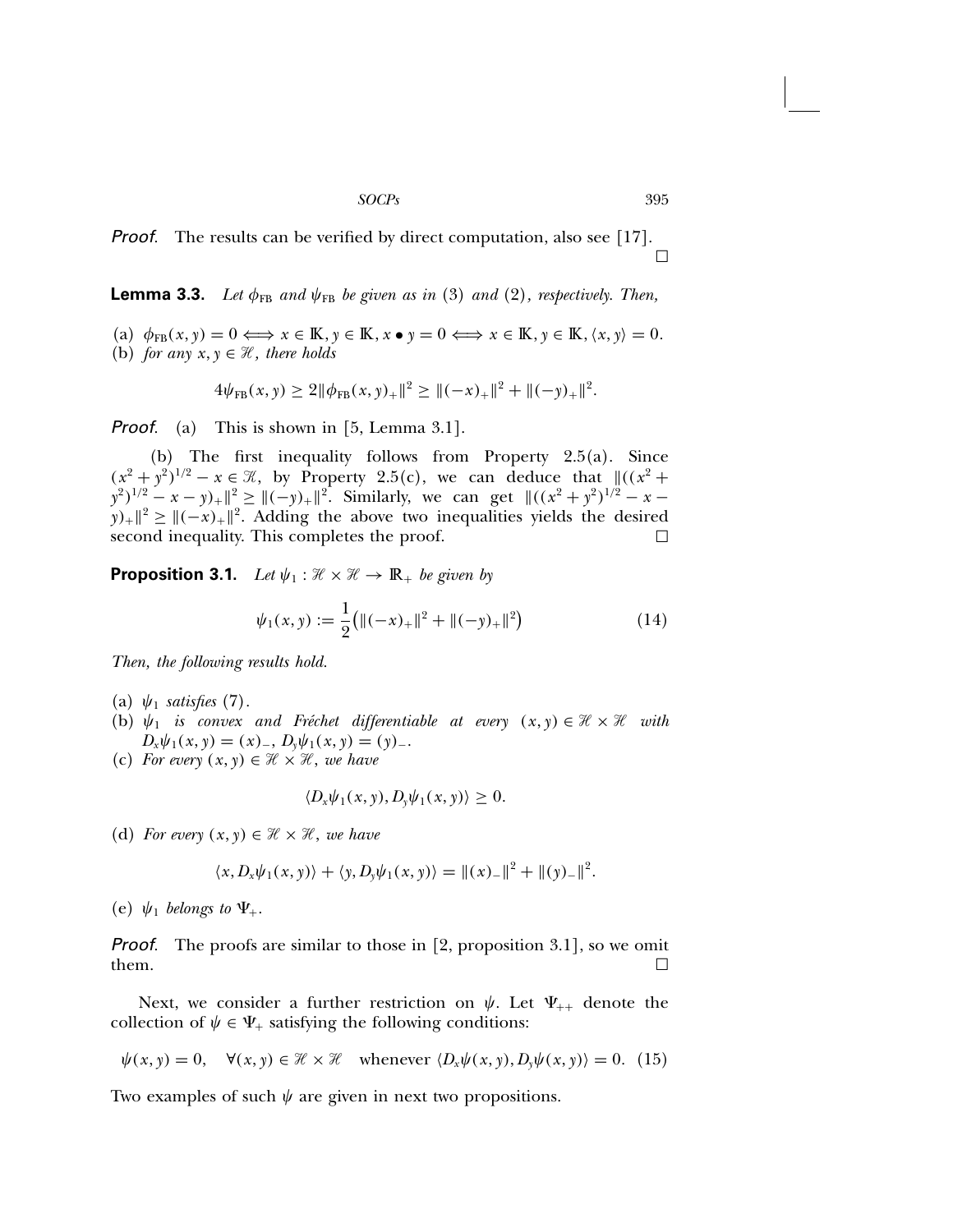*Proof*. The results can be verified by direct computation, also see [17]. □

**Lemma 3.3.** *Let $\phi_{\rm FB}$ and $\psi_{\rm FB}$ be given as in* (3) *and* (2)*, respectively. Then,*

(a) $\phi_{\rm FB}(x, y) = 0 \Longleftrightarrow x \in \mathbb{K}, y \in \mathbb{K}, x \bullet y = 0 \Longleftrightarrow x \in \mathbb{K}, y \in \mathbb{K}, \langle x, y\rangle = 0.$

(b) *for any $x, y \in \mathscr{H}$, there holds*

$$4\psi_{\rm FB}(x, y) \geq 2\|\phi_{\rm FB}(x, y)_+\|^2 \geq \|(-x)_+\|^2 + \|(-y)_+\|^2.$$

*Proof*. (a) This is shown in [5, Lemma 3.1].

(b) The first inequality follows from Property 2.5(a). Since $(x^2 + y^2)^{1/2} - x \in \mathscr{K}$, by Property 2.5(c), we can deduce that $\|((x^2 + y^2)^{1/2} - x - y)_+\|^2 \geq \|(-y)_+\|^2$. Similarly, we can get $\|((x^2 + y^2)^{1/2} - x - y)_+\|^2 \geq \|(-x)_+\|^2$. Adding the above two inequalities yields the desired second inequality. This completes the proof. □

**Proposition 3.1.** *Let $\psi_1 : \mathscr{H} \times \mathscr{H} \to \mathbb{R}_+$ be given by*

$$\psi_1(x, y) := \frac{1}{2}\left(\|(-x)_+\|^2 + \|(-y)_+\|^2\right) \tag{14}$$

*Then, the following results hold.*

(a) *$\psi_1$ satisfies* (7).

(b) *$\psi_1$ is convex and Fréchet differentiable at every $(x, y) \in \mathscr{H} \times \mathscr{H}$ with $D_x\psi_1(x, y) = (x)_-$, $D_y\psi_1(x, y) = (y)_-$.*

(c) *For every $(x, y) \in \mathscr{H} \times \mathscr{H}$, we have*

$$\langle D_x\psi_1(x, y), D_y\psi_1(x, y)\rangle \geq 0.$$

(d) *For every $(x, y) \in \mathscr{H} \times \mathscr{H}$, we have*

$$\langle x, D_x\psi_1(x, y)\rangle + \langle y, D_y\psi_1(x, y)\rangle = \|(x)_-\|^2 + \|(y)_-\|^2.$$

(e) *$\psi_1$ belongs to $\Psi_+$.*

*Proof*. The proofs are similar to those in [2, proposition 3.1], so we omit them. □

Next, we consider a further restriction on $\psi$. Let $\Psi_{++}$ denote the collection of $\psi \in \Psi_+$ satisfying the following conditions:

$$\psi(x, y) = 0, \quad \forall (x, y) \in \mathscr{H} \times \mathscr{H} \quad \text{whenever } \langle D_x\psi(x, y), D_y\psi(x, y)\rangle = 0. \tag{15}$$

Two examples of such $\psi$ are given in next two propositions.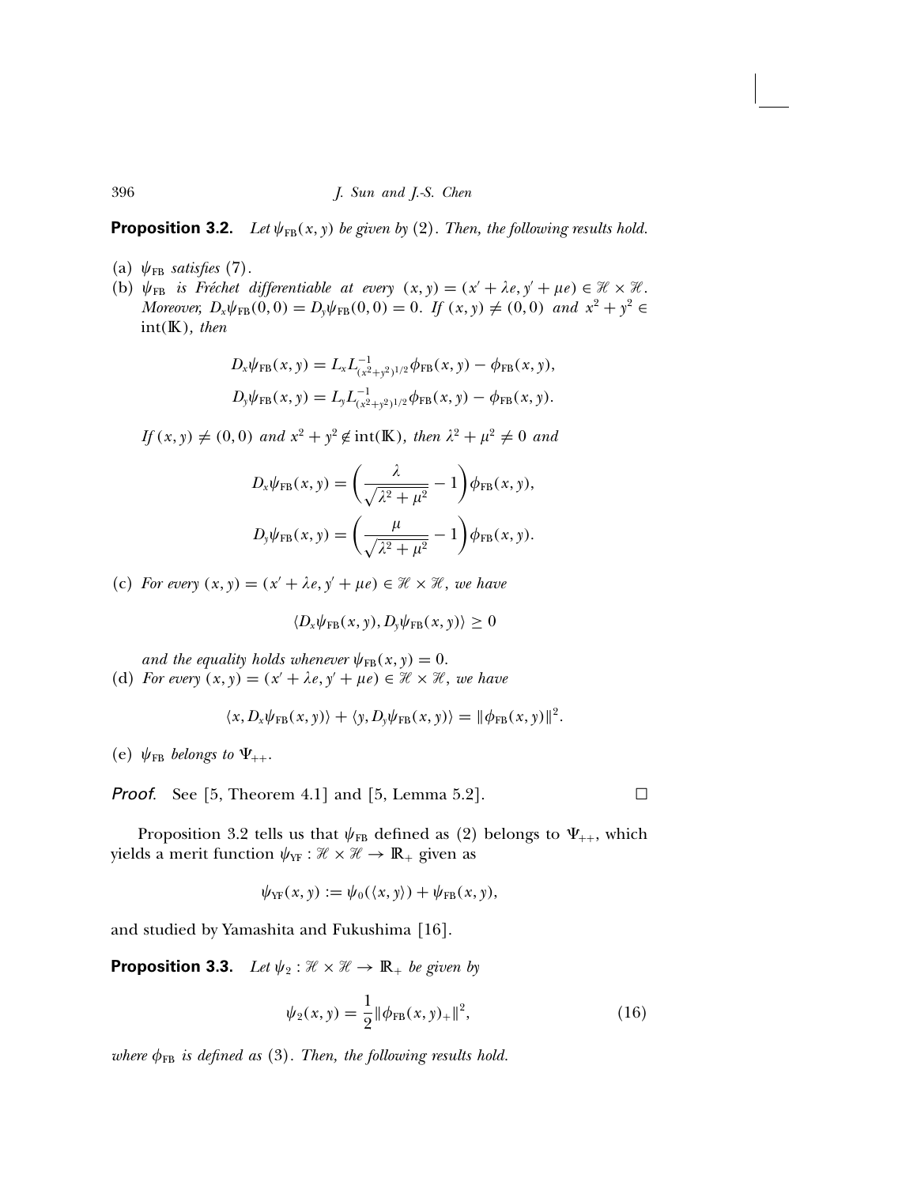**Proposition 3.2.** *Let $\psi_{\rm FB}(x,y)$ be given by* (2). *Then, the following results hold.*

(a) $\psi_{\rm FB}$ *satisfies* (7).

(b) $\psi_{\rm FB}$ *is Fréchet differentiable at every* $(x,y) = (x' + \lambda e, y' + \mu e) \in \mathscr{H} \times \mathscr{H}$. *Moreover,* $D_x\psi_{\rm FB}(0,0) = D_y\psi_{\rm FB}(0,0) = 0$. *If* $(x,y) \neq (0,0)$ *and* $x^2 + y^2 \in \operatorname{int}(\mathbb{K})$, *then*

$$D_x\psi_{\rm FB}(x,y) = L_x L^{-1}_{(x^2+y^2)^{1/2}} \phi_{\rm FB}(x,y) - \phi_{\rm FB}(x,y),$$

$$D_y\psi_{\rm FB}(x,y) = L_y L^{-1}_{(x^2+y^2)^{1/2}} \phi_{\rm FB}(x,y) - \phi_{\rm FB}(x,y).$$

*If* $(x,y) \neq (0,0)$ *and* $x^2 + y^2 \notin \operatorname{int}(\mathbb{K})$, *then* $\lambda^2 + \mu^2 \neq 0$ *and*

$$D_x\psi_{\rm FB}(x,y) = \left(\frac{\lambda}{\sqrt{\lambda^2+\mu^2}} - 1\right)\phi_{\rm FB}(x,y),$$

$$D_y\psi_{\rm FB}(x,y) = \left(\frac{\mu}{\sqrt{\lambda^2+\mu^2}} - 1\right)\phi_{\rm FB}(x,y).$$

(c) *For every* $(x,y) = (x' + \lambda e, y' + \mu e) \in \mathscr{H} \times \mathscr{H}$, *we have*

$$\langle D_x\psi_{\rm FB}(x,y), D_y\psi_{\rm FB}(x,y)\rangle \geq 0$$

*and the equality holds whenever* $\psi_{\rm FB}(x,y) = 0$.

(d) *For every* $(x,y) = (x' + \lambda e, y' + \mu e) \in \mathscr{H} \times \mathscr{H}$, *we have*

$$\langle x, D_x\psi_{\rm FB}(x,y)\rangle + \langle y, D_y\psi_{\rm FB}(x,y)\rangle = \|\phi_{\rm FB}(x,y)\|^2.$$

(e) $\psi_{\rm FB}$ *belongs to* $\Psi_{++}$.

*Proof.* See [5, Theorem 4.1] and [5, Lemma 5.2]. □

Proposition 3.2 tells us that $\psi_{\rm FB}$ defined as (2) belongs to $\Psi_{++}$, which yields a merit function $\psi_{\rm YF} : \mathscr{H} \times \mathscr{H} \to \mathbb{R}_+$ given as

$$\psi_{\rm YF}(x,y) := \psi_0(\langle x,y\rangle) + \psi_{\rm FB}(x,y),$$

and studied by Yamashita and Fukushima [16].

**Proposition 3.3.** *Let* $\psi_2 : \mathscr{H} \times \mathscr{H} \to \mathbb{R}_+$ *be given by*

$$\psi_2(x,y) = \frac{1}{2}\|\phi_{\rm FB}(x,y)_+\|^2, \tag{16}$$

*where* $\phi_{\rm FB}$ *is defined as* (3). *Then, the following results hold.*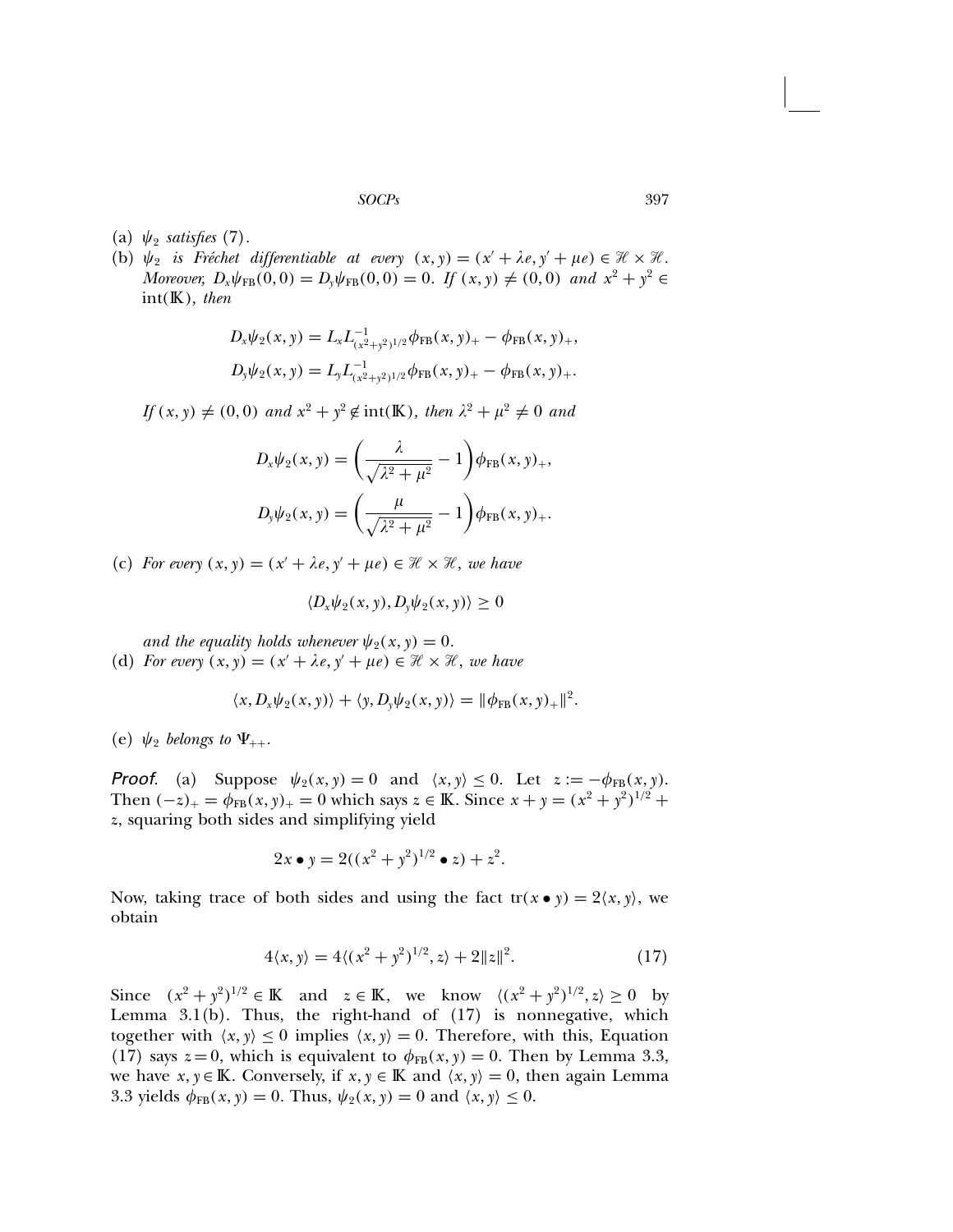(a) $\psi_2$ *satisfies* (7).

(b) $\psi_2$ *is Fréchet differentiable at every* $(x, y) = (x' + \lambda e, y' + \mu e) \in \mathcal{H} \times \mathcal{H}$. *Moreover,* $D_x\psi_{\text{FB}}(0,0) = D_y\psi_{\text{FB}}(0,0) = 0$. *If* $(x, y) \neq (0, 0)$ *and* $x^2 + y^2 \in \text{int}(\mathbb{K})$, *then*

$$D_x\psi_2(x,y) = L_x L^{-1}_{(x^2+y^2)^{1/2}} \phi_{\text{FB}}(x,y)_+ - \phi_{\text{FB}}(x,y)_+,$$

$$D_y\psi_2(x,y) = L_y L^{-1}_{(x^2+y^2)^{1/2}} \phi_{\text{FB}}(x,y)_+ - \phi_{\text{FB}}(x,y)_+.$$

*If* $(x, y) \neq (0, 0)$ *and* $x^2 + y^2 \notin \text{int}(\mathbb{K})$, *then* $\lambda^2 + \mu^2 \neq 0$ *and*

$$D_x\psi_2(x,y) = \left(\frac{\lambda}{\sqrt{\lambda^2+\mu^2}} - 1\right)\phi_{\text{FB}}(x,y)_+,$$

$$D_y\psi_2(x,y) = \left(\frac{\mu}{\sqrt{\lambda^2+\mu^2}} - 1\right)\phi_{\text{FB}}(x,y)_+.$$

(c) *For every* $(x, y) = (x' + \lambda e, y' + \mu e) \in \mathcal{H} \times \mathcal{H}$, *we have*

$$\langle D_x\psi_2(x,y), D_y\psi_2(x,y)\rangle \geq 0$$

*and the equality holds whenever* $\psi_2(x,y) = 0$.

(d) *For every* $(x, y) = (x' + \lambda e, y' + \mu e) \in \mathcal{H} \times \mathcal{H}$, *we have*

$$\langle x, D_x\psi_2(x,y)\rangle + \langle y, D_y\psi_2(x,y)\rangle = \|\phi_{\text{FB}}(x,y)_+\|^2.$$

(e) $\psi_2$ *belongs to* $\Psi_{++}$.

*Proof*. (a) Suppose $\psi_2(x,y) = 0$ and $\langle x, y\rangle \leq 0$. Let $z := -\phi_{\text{FB}}(x,y)$. Then $(-z)_+ = \phi_{\text{FB}}(x,y)_+ = 0$ which says $z \in \mathbb{K}$. Since $x + y = (x^2+y^2)^{1/2} + z$, squaring both sides and simplifying yield

$$2x \bullet y = 2((x^2+y^2)^{1/2} \bullet z) + z^2.$$

Now, taking trace of both sides and using the fact $\text{tr}(x \bullet y) = 2\langle x, y\rangle$, we obtain

$$4\langle x, y\rangle = 4\langle (x^2+y^2)^{1/2}, z\rangle + 2\|z\|^2. \tag{17}$$

Since $(x^2+y^2)^{1/2} \in \mathbb{K}$ and $z \in \mathbb{K}$, we know $\langle (x^2+y^2)^{1/2}, z\rangle \geq 0$ by Lemma 3.1(b). Thus, the right-hand of (17) is nonnegative, which together with $\langle x, y\rangle \leq 0$ implies $\langle x, y\rangle = 0$. Therefore, with this, Equation (17) says $z = 0$, which is equivalent to $\phi_{\text{FB}}(x,y) = 0$. Then by Lemma 3.3, we have $x, y \in \mathbb{K}$. Conversely, if $x, y \in \mathbb{K}$ and $\langle x, y\rangle = 0$, then again Lemma 3.3 yields $\phi_{\text{FB}}(x,y) = 0$. Thus, $\psi_2(x,y) = 0$ and $\langle x, y\rangle \leq 0$.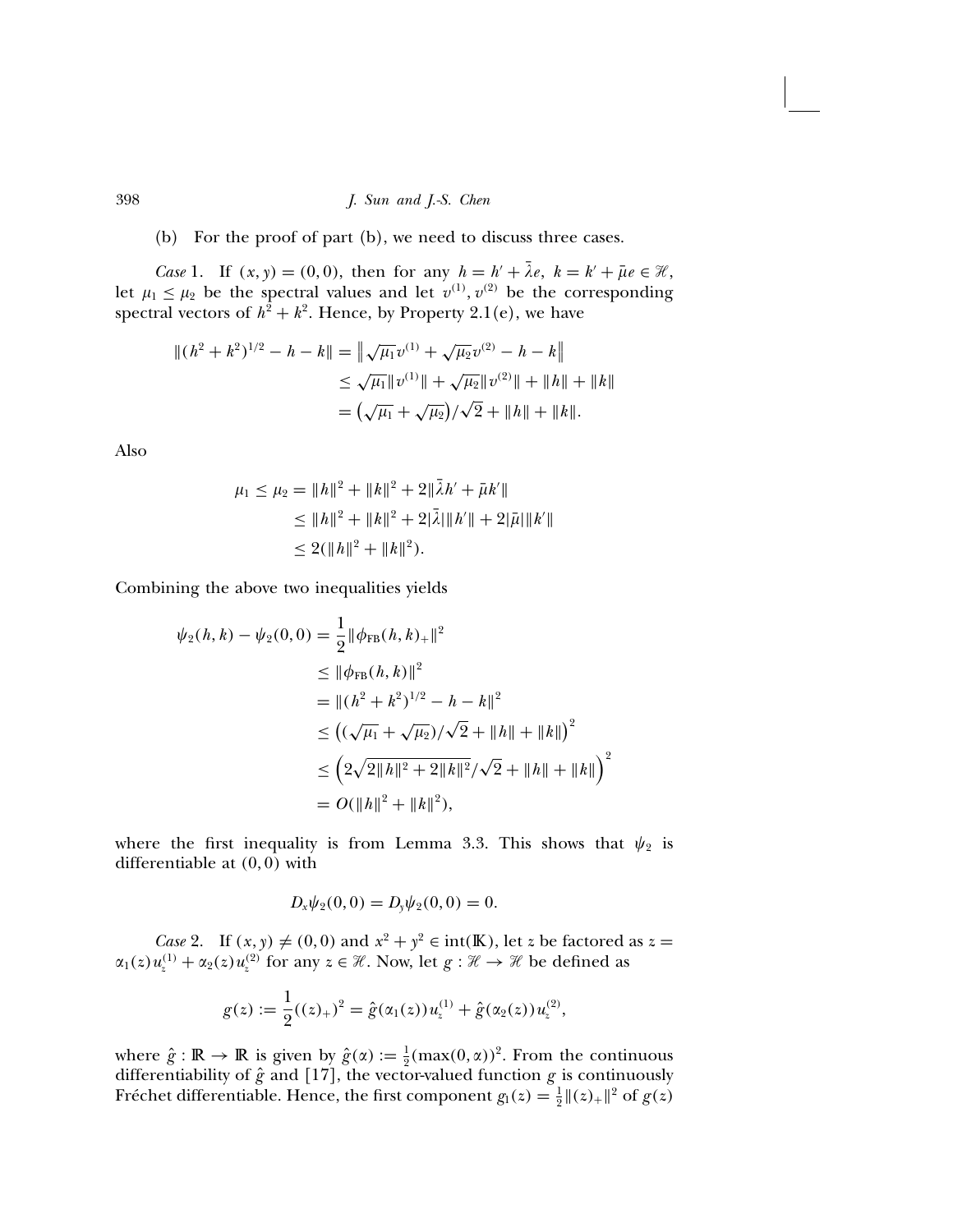(b) For the proof of part (b), we need to discuss three cases.

*Case* 1. If $(x, y) = (0, 0)$, then for any $h = h' + \bar{\lambda} e,\ k = k' + \bar{\mu} e \in \mathscr{H}$, let $\mu_1 \leq \mu_2$ be the spectral values and let $v^{(1)}, v^{(2)}$ be the corresponding spectral vectors of $h^2 + k^2$. Hence, by Property 2.1(e), we have

$$
\begin{aligned}
\|(h^2 + k^2)^{1/2} - h - k\| &= \left\| \sqrt{\mu_1} v^{(1)} + \sqrt{\mu_2} v^{(2)} - h - k \right\| \\
&\leq \sqrt{\mu_1} \|v^{(1)}\| + \sqrt{\mu_2} \|v^{(2)}\| + \|h\| + \|k\| \\
&= \left( \sqrt{\mu_1} + \sqrt{\mu_2} \right) / \sqrt{2} + \|h\| + \|k\|.
\end{aligned}
$$

Also

$$
\begin{aligned}
\mu_1 \leq \mu_2 &= \|h\|^2 + \|k\|^2 + 2\|\bar{\lambda} h' + \bar{\mu} k'\| \\
&\leq \|h\|^2 + \|k\|^2 + 2|\bar{\lambda}|\|h'\| + 2|\bar{\mu}|\|k'\| \\
&\leq 2(\|h\|^2 + \|k\|^2).
\end{aligned}
$$

Combining the above two inequalities yields

$$
\begin{aligned}
\psi_2(h, k) - \psi_2(0, 0) &= \frac{1}{2} \|\phi_{\mathrm{FB}}(h, k)_+\|^2 \\
&\leq \|\phi_{\mathrm{FB}}(h, k)\|^2 \\
&= \|(h^2 + k^2)^{1/2} - h - k\|^2 \\
&\leq \left( (\sqrt{\mu_1} + \sqrt{\mu_2}) / \sqrt{2} + \|h\| + \|k\| \right)^2 \\
&\leq \left( 2\sqrt{2\|h\|^2 + 2\|k\|^2} / \sqrt{2} + \|h\| + \|k\| \right)^2 \\
&= O(\|h\|^2 + \|k\|^2),
\end{aligned}
$$

where the first inequality is from Lemma 3.3. This shows that $\psi_2$ is differentiable at $(0, 0)$ with

$$
D_x \psi_2(0, 0) = D_y \psi_2(0, 0) = 0.
$$

*Case* 2. If $(x, y) \neq (0, 0)$ and $x^2 + y^2 \in \mathrm{int}(\mathbb{K})$, let $z$ be factored as $z = \alpha_1(z) u_z^{(1)} + \alpha_2(z) u_z^{(2)}$ for any $z \in \mathscr{H}$. Now, let $g : \mathscr{H} \to \mathscr{H}$ be defined as

$$
g(z) := \frac{1}{2}((z)_+)^2 = \hat{g}(\alpha_1(z)) u_z^{(1)} + \hat{g}(\alpha_2(z)) u_z^{(2)},
$$

where $\hat{g} : \mathbb{R} \to \mathbb{R}$ is given by $\hat{g}(\alpha) := \frac{1}{2}(\max(0, \alpha))^2$. From the continuous differentiability of $\hat{g}$ and [17], the vector-valued function $g$ is continuously Fréchet differentiable. Hence, the first component $g_1(z) = \frac{1}{2}\|(z)_+\|^2$ of $g(z)$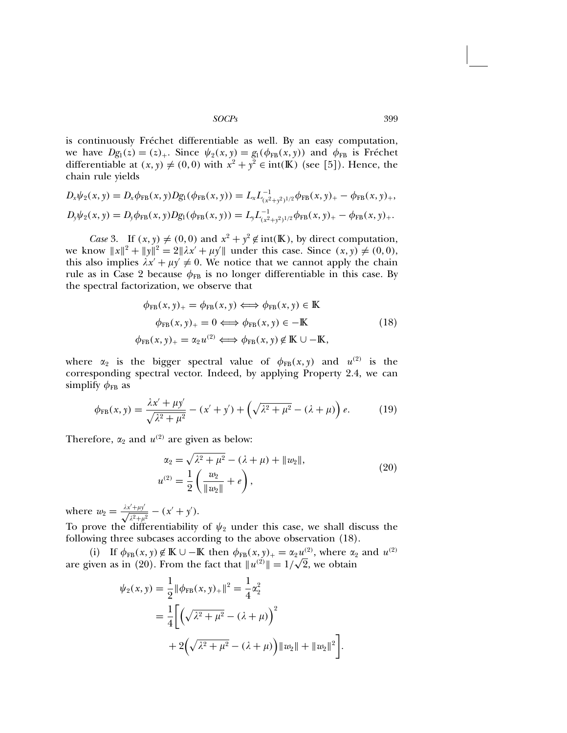is continuously Fréchet differentiable as well. By an easy computation, we have $Dg_1(z) = (z)_+$. Since $\psi_2(x, y) = g_1(\phi_{\text{FB}}(x, y))$ and $\phi_{\text{FB}}$ is Fréchet differentiable at $(x, y) \neq (0, 0)$ with $x^2 + y^2 \in \text{int}(\mathbb{K})$ (see [5]). Hence, the chain rule yields

$$D_x\psi_2(x, y) = D_x\phi_{\text{FB}}(x, y)Dg_1(\phi_{\text{FB}}(x, y)) = L_x L^{-1}_{(x^2+y^2)^{1/2}}\phi_{\text{FB}}(x, y)_+ - \phi_{\text{FB}}(x, y)_+,$$

$$D_y\psi_2(x, y) = D_y\phi_{\text{FB}}(x, y)Dg_1(\phi_{\text{FB}}(x, y)) = L_y L^{-1}_{(x^2+y^2)^{1/2}}\phi_{\text{FB}}(x, y)_+ - \phi_{\text{FB}}(x, y)_+.$$

*Case* 3. If $(x, y) \neq (0, 0)$ and $x^2 + y^2 \notin \text{int}(\mathbb{K})$, by direct computation, we know $\|x\|^2 + \|y\|^2 = 2\|\lambda x' + \mu y'\|$ under this case. Since $(x, y) \neq (0, 0)$, this also implies $\lambda x' + \mu y' \neq 0$. We notice that we cannot apply the chain rule as in Case 2 because $\phi_{\text{FB}}$ is no longer differentiable in this case. By the spectral factorization, we observe that

$$\begin{aligned}
\phi_{\text{FB}}(x, y)_+ = \phi_{\text{FB}}(x, y) &\Longleftrightarrow \phi_{\text{FB}}(x, y) \in \mathbb{K} \\
\phi_{\text{FB}}(x, y)_+ = 0 &\Longleftrightarrow \phi_{\text{FB}}(x, y) \in -\mathbb{K} \\
\phi_{\text{FB}}(x, y)_+ = \alpha_2 u^{(2)} &\Longleftrightarrow \phi_{\text{FB}}(x, y) \notin \mathbb{K} \cup -\mathbb{K},
\end{aligned} \tag{18}$$

where $\alpha_2$ is the bigger spectral value of $\phi_{\text{FB}}(x, y)$ and $u^{(2)}$ is the corresponding spectral vector. Indeed, by applying Property 2.4, we can simplify $\phi_{\text{FB}}$ as

$$\phi_{\text{FB}}(x, y) = \frac{\lambda x' + \mu y'}{\sqrt{\lambda^2 + \mu^2}} - (x' + y') + \left(\sqrt{\lambda^2 + \mu^2} - (\lambda + \mu)\right) e. \tag{19}$$

Therefore, $\alpha_2$ and $u^{(2)}$ are given as below:

$$\begin{aligned}
\alpha_2 &= \sqrt{\lambda^2 + \mu^2} - (\lambda + \mu) + \|w_2\|, \\
u^{(2)} &= \frac{1}{2}\left(\frac{w_2}{\|w_2\|} + e\right),
\end{aligned} \tag{20}$$

where $w_2 = \frac{\lambda x' + \mu y'}{\sqrt{\lambda^2 + \mu^2}} - (x' + y')$.

To prove the differentiability of $\psi_2$ under this case, we shall discuss the following three subcases according to the above observation (18).

(i) If $\phi_{\text{FB}}(x, y) \notin \mathbb{K} \cup -\mathbb{K}$ then $\phi_{\text{FB}}(x, y)_+ = \alpha_2 u^{(2)}$, where $\alpha_2$ and $u^{(2)}$ are given as in (20). From the fact that $\|u^{(2)}\| = 1/\sqrt{2}$, we obtain

$$\begin{aligned}
\psi_2(x, y) &= \frac{1}{2}\|\phi_{\text{FB}}(x, y)_+\|^2 = \frac{1}{4}\alpha_2^2 \\
&= \frac{1}{4}\bigg[\left(\sqrt{\lambda^2 + \mu^2} - (\lambda + \mu)\right)^2 \\
&\quad + 2\left(\sqrt{\lambda^2 + \mu^2} - (\lambda + \mu)\right)\|w_2\| + \|w_2\|^2\bigg].
\end{aligned}$$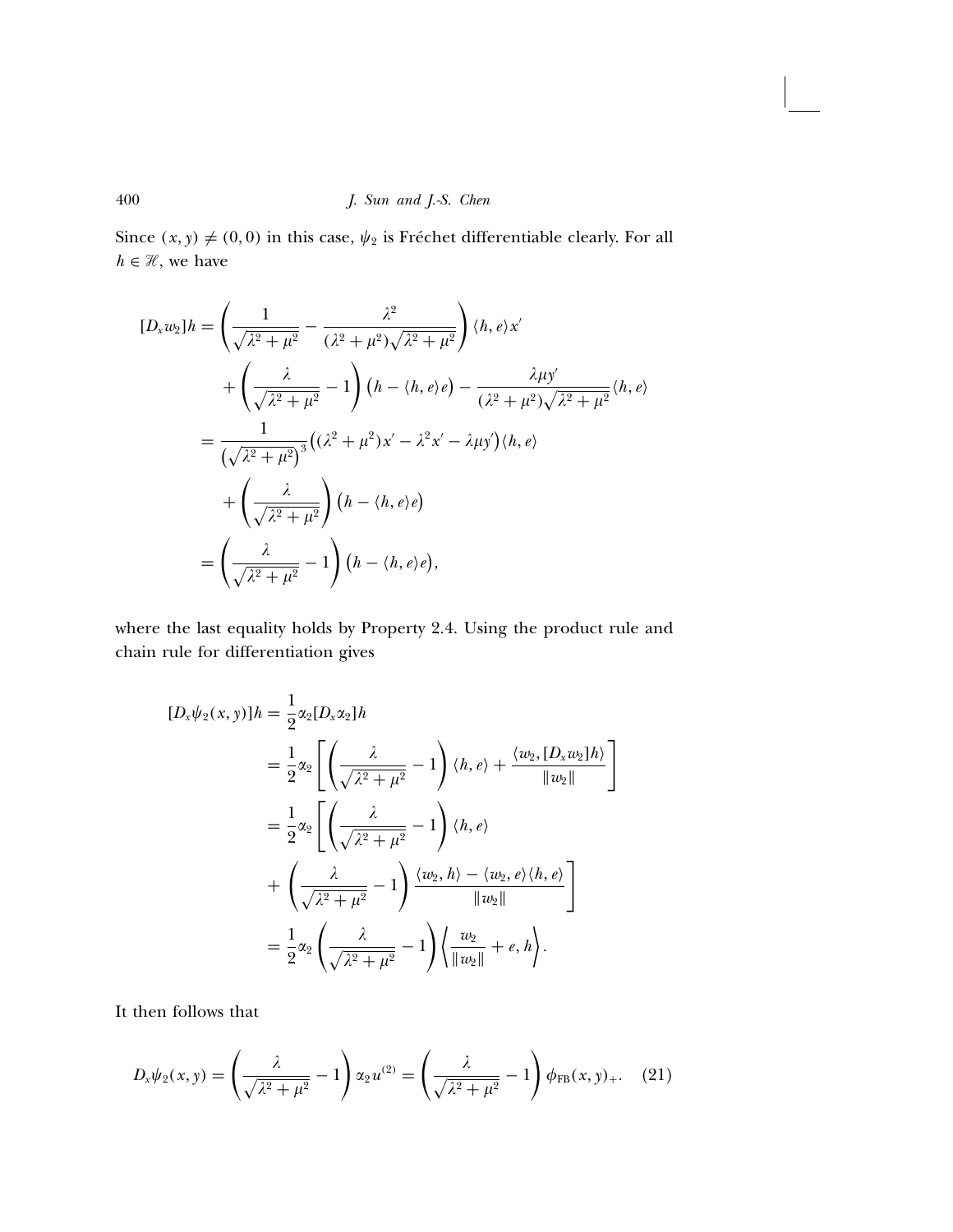Since $(x, y) \neq (0, 0)$ in this case, $\psi_2$ is Fréchet differentiable clearly. For all $h \in \mathscr{H}$, we have

$$
\begin{aligned}
[D_x w_2]h &= \left( \frac{1}{\sqrt{\lambda^2 + \mu^2}} - \frac{\lambda^2}{(\lambda^2 + \mu^2)\sqrt{\lambda^2 + \mu^2}} \right) \langle h, e \rangle x' \\
&\quad + \left( \frac{\lambda}{\sqrt{\lambda^2 + \mu^2}} - 1 \right) \big( h - \langle h, e \rangle e \big) - \frac{\lambda \mu y'}{(\lambda^2 + \mu^2)\sqrt{\lambda^2 + \mu^2}} \langle h, e \rangle \\
&= \frac{1}{\left(\sqrt{\lambda^2 + \mu^2}\right)^3} \big( (\lambda^2 + \mu^2) x' - \lambda^2 x' - \lambda \mu y' \big) \langle h, e \rangle \\
&\quad + \left( \frac{\lambda}{\sqrt{\lambda^2 + \mu^2}} \right) \big( h - \langle h, e \rangle e \big) \\
&= \left( \frac{\lambda}{\sqrt{\lambda^2 + \mu^2}} - 1 \right) \big( h - \langle h, e \rangle e \big),
\end{aligned}
$$

where the last equality holds by Property 2.4. Using the product rule and chain rule for differentiation gives

$$
\begin{aligned}
[D_x \psi_2(x, y)]h &= \frac{1}{2} \alpha_2 [D_x \alpha_2] h \\
&= \frac{1}{2} \alpha_2 \left[ \left( \frac{\lambda}{\sqrt{\lambda^2 + \mu^2}} - 1 \right) \langle h, e \rangle + \frac{\langle w_2, [D_x w_2] h \rangle}{\| w_2 \|} \right] \\
&= \frac{1}{2} \alpha_2 \left[ \left( \frac{\lambda}{\sqrt{\lambda^2 + \mu^2}} - 1 \right) \langle h, e \rangle \right. \\
&\quad \left. + \left( \frac{\lambda}{\sqrt{\lambda^2 + \mu^2}} - 1 \right) \frac{\langle w_2, h \rangle - \langle w_2, e \rangle \langle h, e \rangle}{\| w_2 \|} \right] \\
&= \frac{1}{2} \alpha_2 \left( \frac{\lambda}{\sqrt{\lambda^2 + \mu^2}} - 1 \right) \left\langle \frac{w_2}{\| w_2 \|} + e, h \right\rangle.
\end{aligned}
$$

It then follows that

$$
D_x \psi_2(x, y) = \left( \frac{\lambda}{\sqrt{\lambda^2 + \mu^2}} - 1 \right) \alpha_2 u^{(2)} = \left( \frac{\lambda}{\sqrt{\lambda^2 + \mu^2}} - 1 \right) \phi_{\mathrm{FB}}(x, y)_+ . \quad (21)
$$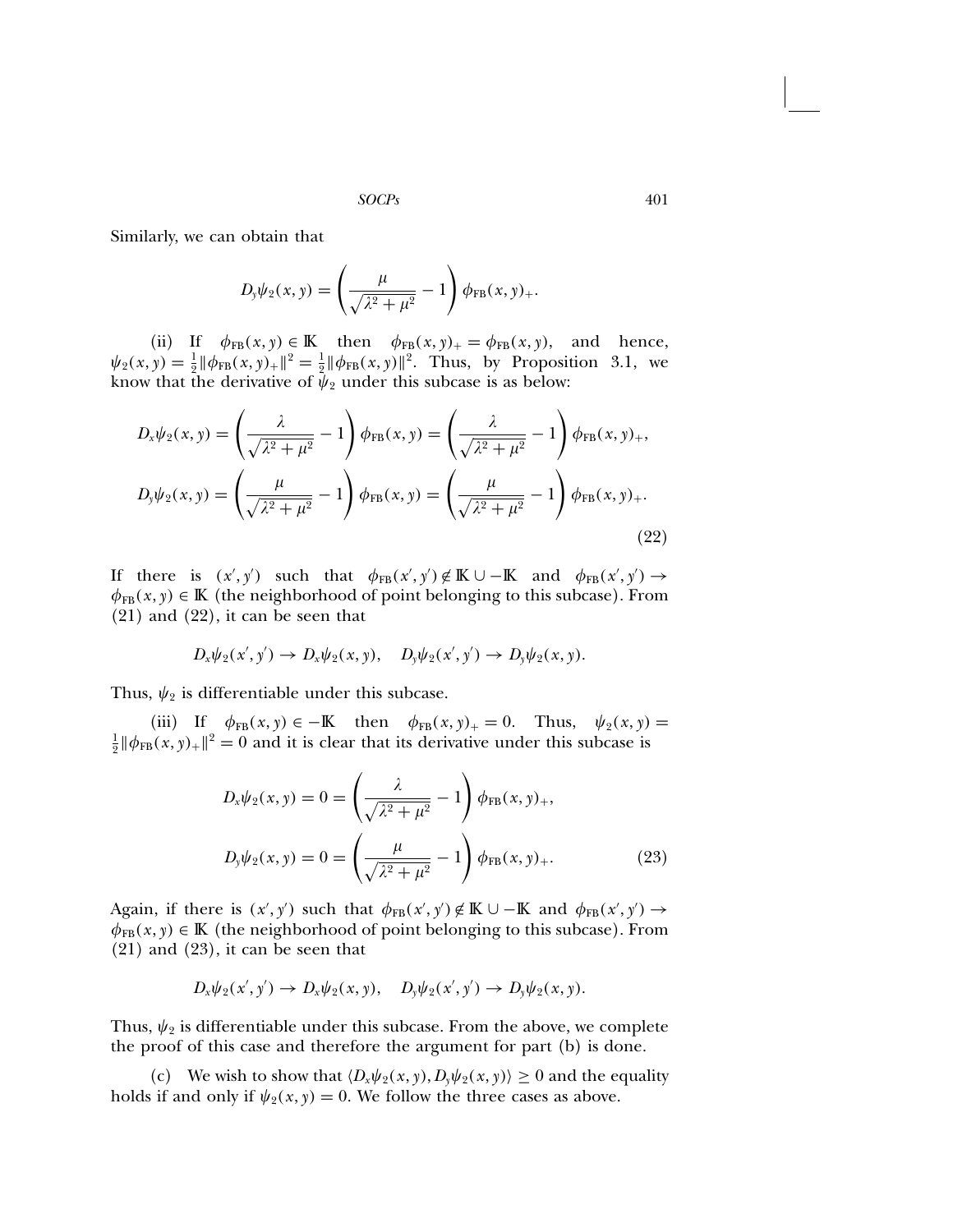Similarly, we can obtain that

$$D_y\psi_2(x,y) = \left(\frac{\mu}{\sqrt{\lambda^2+\mu^2}} - 1\right)\phi_{\text{FB}}(x,y)_+.$$

(ii) If $\phi_{\text{FB}}(x,y) \in \mathbb{K}$ then $\phi_{\text{FB}}(x,y)_+ = \phi_{\text{FB}}(x,y)$, and hence, $\psi_2(x,y) = \frac{1}{2}\|\phi_{\text{FB}}(x,y)_+\|^2 = \frac{1}{2}\|\phi_{\text{FB}}(x,y)\|^2$. Thus, by Proposition 3.1, we know that the derivative of $\psi_2$ under this subcase is as below:

$$\begin{aligned}
D_x\psi_2(x,y) &= \left(\frac{\lambda}{\sqrt{\lambda^2+\mu^2}} - 1\right)\phi_{\text{FB}}(x,y) = \left(\frac{\lambda}{\sqrt{\lambda^2+\mu^2}} - 1\right)\phi_{\text{FB}}(x,y)_+,\\
D_y\psi_2(x,y) &= \left(\frac{\mu}{\sqrt{\lambda^2+\mu^2}} - 1\right)\phi_{\text{FB}}(x,y) = \left(\frac{\mu}{\sqrt{\lambda^2+\mu^2}} - 1\right)\phi_{\text{FB}}(x,y)_+.
\end{aligned} \tag{22}$$

If there is $(x',y')$ such that $\phi_{\text{FB}}(x',y') \notin \mathbb{K} \cup -\mathbb{K}$ and $\phi_{\text{FB}}(x',y') \to \phi_{\text{FB}}(x,y) \in \mathbb{K}$ (the neighborhood of point belonging to this subcase). From (21) and (22), it can be seen that

$$D_x\psi_2(x',y') \to D_x\psi_2(x,y), \quad D_y\psi_2(x',y') \to D_y\psi_2(x,y).$$

Thus, $\psi_2$ is differentiable under this subcase.

(iii) If $\phi_{\text{FB}}(x,y) \in -\mathbb{K}$ then $\phi_{\text{FB}}(x,y)_+ = 0$. Thus, $\psi_2(x,y) = \frac{1}{2}\|\phi_{\text{FB}}(x,y)_+\|^2 = 0$ and it is clear that its derivative under this subcase is

$$\begin{aligned}
D_x\psi_2(x,y) = 0 &= \left(\frac{\lambda}{\sqrt{\lambda^2+\mu^2}} - 1\right)\phi_{\text{FB}}(x,y)_+,\\
D_y\psi_2(x,y) = 0 &= \left(\frac{\mu}{\sqrt{\lambda^2+\mu^2}} - 1\right)\phi_{\text{FB}}(x,y)_+.
\end{aligned} \tag{23}$$

Again, if there is $(x',y')$ such that $\phi_{\text{FB}}(x',y') \notin \mathbb{K} \cup -\mathbb{K}$ and $\phi_{\text{FB}}(x',y') \to \phi_{\text{FB}}(x,y) \in \mathbb{K}$ (the neighborhood of point belonging to this subcase). From (21) and (23), it can be seen that

$$D_x\psi_2(x',y') \to D_x\psi_2(x,y), \quad D_y\psi_2(x',y') \to D_y\psi_2(x,y).$$

Thus, $\psi_2$ is differentiable under this subcase. From the above, we complete the proof of this case and therefore the argument for part (b) is done.

(c) We wish to show that $\langle D_x\psi_2(x,y), D_y\psi_2(x,y)\rangle \geq 0$ and the equality holds if and only if $\psi_2(x,y) = 0$. We follow the three cases as above.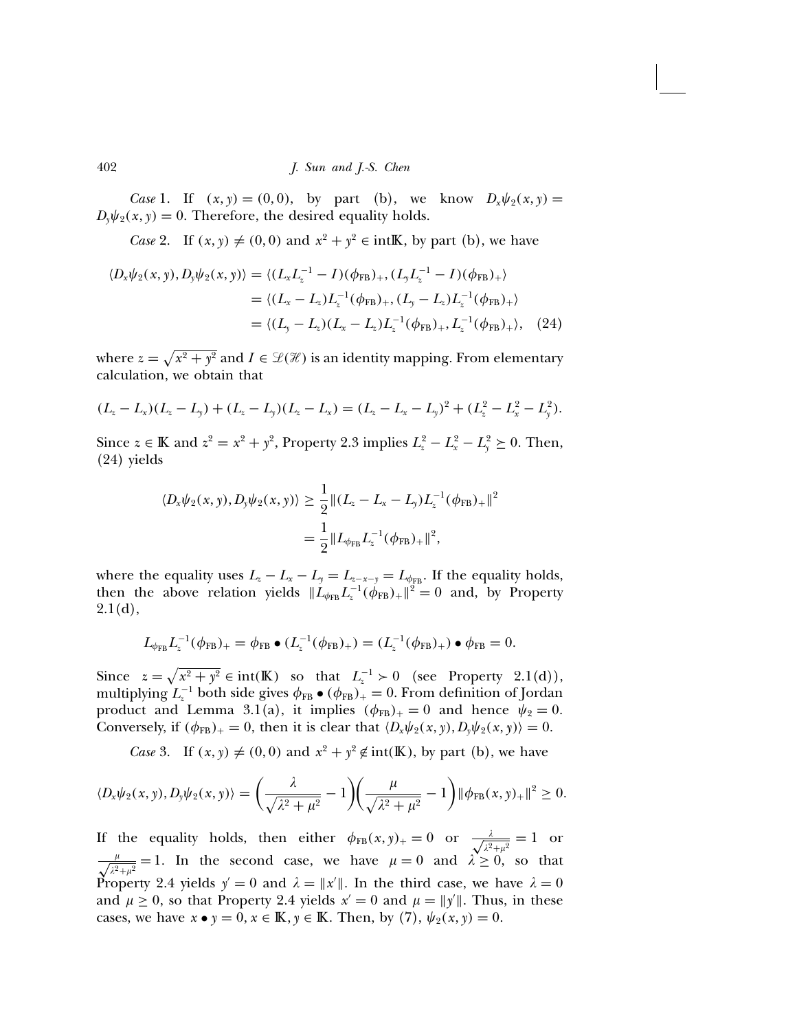*Case* 1. If $(x, y) = (0, 0)$, by part (b), we know $D_x\psi_2(x, y) = D_y\psi_2(x, y) = 0$. Therefore, the desired equality holds.

*Case* 2. If $(x, y) \neq (0, 0)$ and $x^2 + y^2 \in \text{int}\mathbb{K}$, by part (b), we have

$$
\begin{aligned}
\langle D_x\psi_2(x, y), D_y\psi_2(x, y)\rangle &= \langle (L_x L_z^{-1} - I)(\phi_{\text{FB}})_+, (L_y L_z^{-1} - I)(\phi_{\text{FB}})_+\rangle \\
&= \langle (L_x - L_z)L_z^{-1}(\phi_{\text{FB}})_+, (L_y - L_z)L_z^{-1}(\phi_{\text{FB}})_+\rangle \\
&= \langle (L_y - L_z)(L_x - L_z)L_z^{-1}(\phi_{\text{FB}})_+, L_z^{-1}(\phi_{\text{FB}})_+\rangle, \quad (24)
\end{aligned}
$$

where $z = \sqrt{x^2 + y^2}$ and $I \in \mathscr{L}(\mathscr{H})$ is an identity mapping. From elementary calculation, we obtain that

$$
(L_z - L_x)(L_z - L_y) + (L_z - L_y)(L_z - L_x) = (L_z - L_x - L_y)^2 + (L_z^2 - L_x^2 - L_y^2).
$$

Since $z \in \mathbb{K}$ and $z^2 = x^2 + y^2$, Property 2.3 implies $L_z^2 - L_x^2 - L_y^2 \succeq 0$. Then, (24) yields

$$
\begin{aligned}
\langle D_x\psi_2(x, y), D_y\psi_2(x, y)\rangle &\geq \frac{1}{2}\|(L_z - L_x - L_y)L_z^{-1}(\phi_{\text{FB}})_+\|^2 \\
&= \frac{1}{2}\|L_{\phi_{\text{FB}}}L_z^{-1}(\phi_{\text{FB}})_+\|^2,
\end{aligned}
$$

where the equality uses $L_z - L_x - L_y = L_{z-x-y} = L_{\phi_{\text{FB}}}$. If the equality holds, then the above relation yields $\|L_{\phi_{\text{FB}}}L_z^{-1}(\phi_{\text{FB}})_+\|^2 = 0$ and, by Property 2.1(d),

$$
L_{\phi_{\text{FB}}}L_z^{-1}(\phi_{\text{FB}})_+ = \phi_{\text{FB}} \bullet (L_z^{-1}(\phi_{\text{FB}})_+) = (L_z^{-1}(\phi_{\text{FB}})_+) \bullet \phi_{\text{FB}} = 0.
$$

Since $z = \sqrt{x^2 + y^2} \in \text{int}(\mathbb{K})$ so that $L_z^{-1} \succ 0$ (see Property 2.1(d)), multiplying $L_z^{-1}$ both side gives $\phi_{\text{FB}} \bullet (\phi_{\text{FB}})_+ = 0$. From definition of Jordan product and Lemma 3.1(a), it implies $(\phi_{\text{FB}})_+ = 0$ and hence $\psi_2 = 0$. Conversely, if $(\phi_{\text{FB}})_+ = 0$, then it is clear that $\langle D_x\psi_2(x, y), D_y\psi_2(x, y)\rangle = 0$.

*Case* 3. If $(x, y) \neq (0, 0)$ and $x^2 + y^2 \notin \text{int}(\mathbb{K})$, by part (b), we have

$$
\langle D_x\psi_2(x, y), D_y\psi_2(x, y)\rangle = \left(\frac{\lambda}{\sqrt{\lambda^2 + \mu^2}} - 1\right)\left(\frac{\mu}{\sqrt{\lambda^2 + \mu^2}} - 1\right)\|\phi_{\text{FB}}(x, y)_+\|^2 \geq 0.
$$

If the equality holds, then either $\phi_{\text{FB}}(x, y)_+ = 0$ or $\frac{\lambda}{\sqrt{\lambda^2+\mu^2}} = 1$ or $\frac{\mu}{\sqrt{\lambda^2+\mu^2}} = 1$. In the second case, we have $\mu = 0$ and $\lambda \geq 0$, so that Property 2.4 yields $y' = 0$ and $\lambda = \|x'\|$. In the third case, we have $\lambda = 0$ and $\mu \geq 0$, so that Property 2.4 yields $x' = 0$ and $\mu = \|y'\|$. Thus, in these cases, we have $x \bullet y = 0, x \in \mathbb{K}, y \in \mathbb{K}$. Then, by (7), $\psi_2(x, y) = 0$.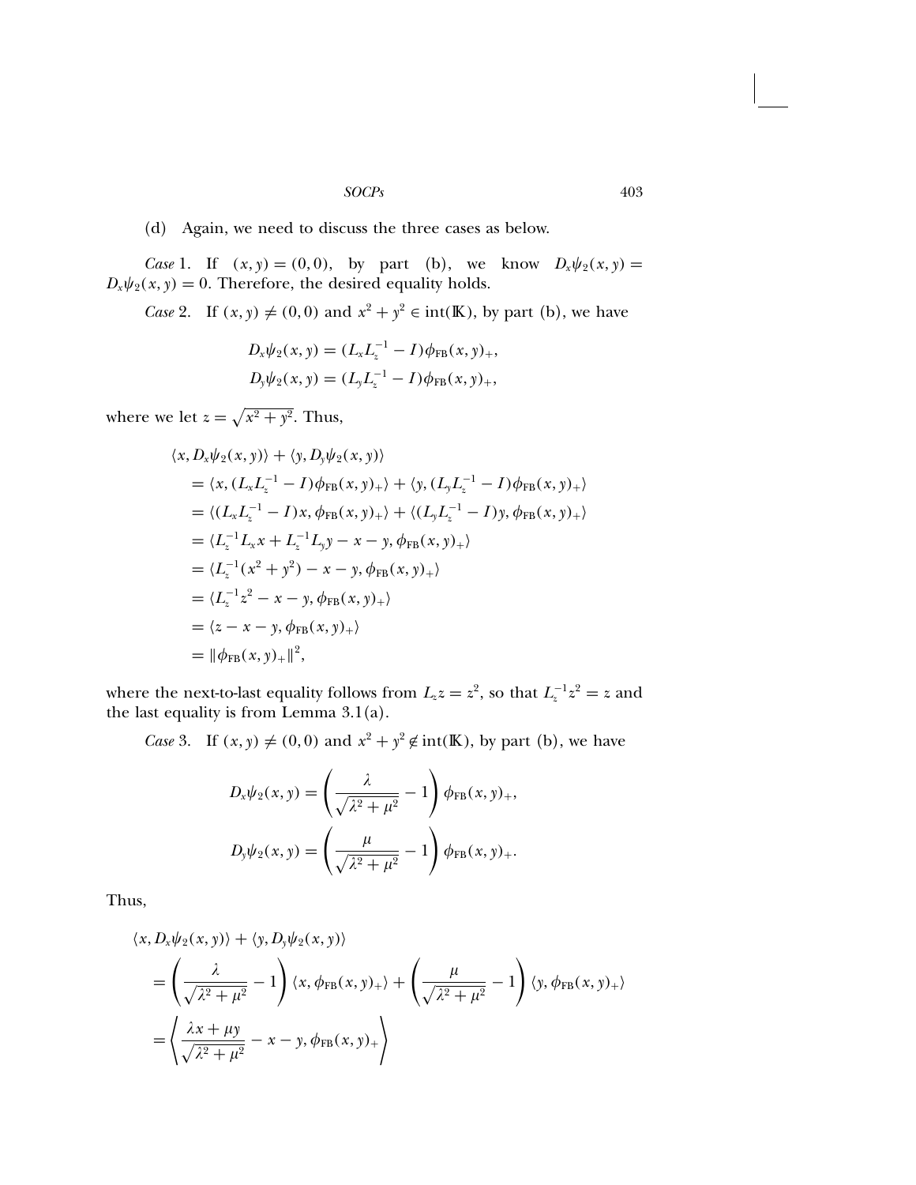(d) Again, we need to discuss the three cases as below.

*Case* 1. If $(x, y) = (0, 0)$, by part (b), we know $D_x\psi_2(x, y) = D_x\psi_2(x, y) = 0$. Therefore, the desired equality holds.

*Case* 2. If $(x, y) \neq (0, 0)$ and $x^2 + y^2 \in \text{int}(\mathbb{K})$, by part (b), we have

$$D_x\psi_2(x, y) = (L_x L_z^{-1} - I)\phi_{\text{FB}}(x, y)_+,$$
$$D_y\psi_2(x, y) = (L_y L_z^{-1} - I)\phi_{\text{FB}}(x, y)_+,$$

where we let $z = \sqrt{x^2 + y^2}$. Thus,

$$\begin{aligned}
&\langle x, D_x\psi_2(x, y)\rangle + \langle y, D_y\psi_2(x, y)\rangle \\
&= \langle x, (L_x L_z^{-1} - I)\phi_{\text{FB}}(x, y)_+\rangle + \langle y, (L_y L_z^{-1} - I)\phi_{\text{FB}}(x, y)_+\rangle \\
&= \langle (L_x L_z^{-1} - I)x, \phi_{\text{FB}}(x, y)_+\rangle + \langle (L_y L_z^{-1} - I)y, \phi_{\text{FB}}(x, y)_+\rangle \\
&= \langle L_z^{-1} L_x x + L_z^{-1} L_y y - x - y, \phi_{\text{FB}}(x, y)_+\rangle \\
&= \langle L_z^{-1}(x^2 + y^2) - x - y, \phi_{\text{FB}}(x, y)_+\rangle \\
&= \langle L_z^{-1} z^2 - x - y, \phi_{\text{FB}}(x, y)_+\rangle \\
&= \langle z - x - y, \phi_{\text{FB}}(x, y)_+\rangle \\
&= \|\phi_{\text{FB}}(x, y)_+\|^2,
\end{aligned}$$

where the next-to-last equality follows from $L_z z = z^2$, so that $L_z^{-1} z^2 = z$ and the last equality is from Lemma 3.1(a).

*Case* 3. If $(x, y) \neq (0, 0)$ and $x^2 + y^2 \notin \text{int}(\mathbb{K})$, by part (b), we have

$$D_x\psi_2(x, y) = \left(\frac{\lambda}{\sqrt{\lambda^2 + \mu^2}} - 1\right)\phi_{\text{FB}}(x, y)_+,$$
$$D_y\psi_2(x, y) = \left(\frac{\mu}{\sqrt{\lambda^2 + \mu^2}} - 1\right)\phi_{\text{FB}}(x, y)_+.$$

Thus,

$$\begin{aligned}
&\langle x, D_x\psi_2(x, y)\rangle + \langle y, D_y\psi_2(x, y)\rangle \\
&= \left(\frac{\lambda}{\sqrt{\lambda^2 + \mu^2}} - 1\right)\langle x, \phi_{\text{FB}}(x, y)_+\rangle + \left(\frac{\mu}{\sqrt{\lambda^2 + \mu^2}} - 1\right)\langle y, \phi_{\text{FB}}(x, y)_+\rangle \\
&= \left\langle \frac{\lambda x + \mu y}{\sqrt{\lambda^2 + \mu^2}} - x - y, \phi_{\text{FB}}(x, y)_+ \right\rangle
\end{aligned}$$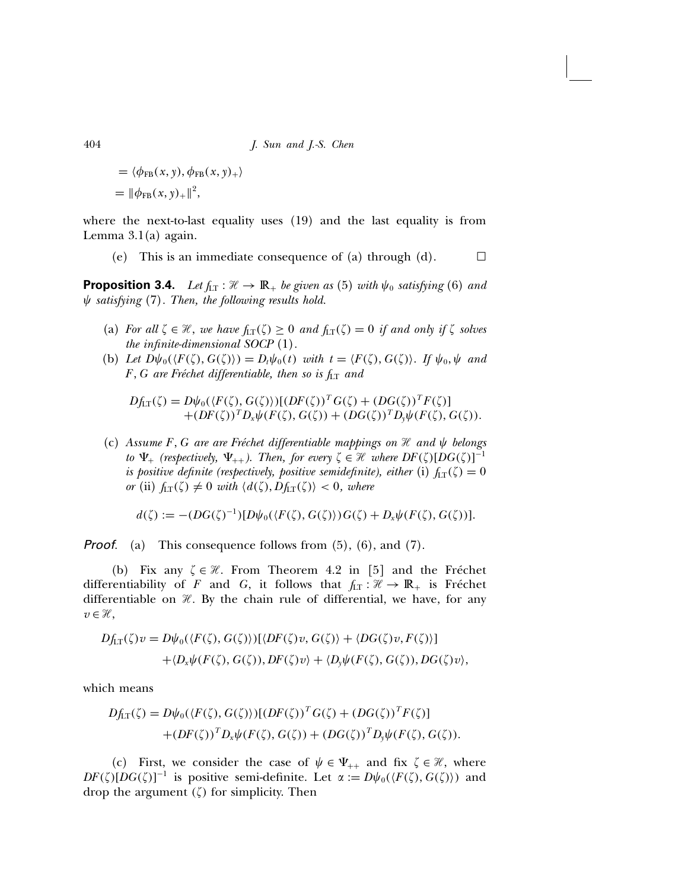$$= \langle \phi_{\rm FB}(x,y), \phi_{\rm FB}(x,y)_+ \rangle$$
$$= \|\phi_{\rm FB}(x,y)_+\|^2,$$

where the next-to-last equality uses (19) and the last equality is from Lemma 3.1(a) again.

(e) This is an immediate consequence of (a) through (d). □

**Proposition 3.4.** *Let $f_{\rm LT} : \mathscr{H} \to \mathbb{R}_+$ be given as* (5) *with $\psi_0$ satisfying* (6) *and $\psi$ satisfying* (7)*. Then, the following results hold.*

(a) *For all $\zeta \in \mathscr{H}$, we have $f_{\rm LT}(\zeta) \geq 0$ and $f_{\rm LT}(\zeta) = 0$ if and only if $\zeta$ solves the infinite-dimensional SOCP* (1)*.*

(b) *Let $D\psi_0(\langle F(\zeta), G(\zeta)\rangle) = D_t\psi_0(t)$ with $t = \langle F(\zeta), G(\zeta)\rangle$. If $\psi_0, \psi$ and $F, G$ are Fréchet differentiable, then so is $f_{\rm LT}$ and*

$$Df_{\rm LT}(\zeta) = D\psi_0(\langle F(\zeta), G(\zeta)\rangle)[(DF(\zeta))^T G(\zeta) + (DG(\zeta))^T F(\zeta)] + (DF(\zeta))^T D_x\psi(F(\zeta), G(\zeta)) + (DG(\zeta))^T D_y\psi(F(\zeta), G(\zeta)).$$

(c) *Assume $F, G$ are are Fréchet differentiable mappings on $\mathscr{H}$ and $\psi$ belongs to $\Psi_+$ (respectively, $\Psi_{++}$). Then, for every $\zeta \in \mathscr{H}$ where $DF(\zeta)[DG(\zeta)]^{-1}$ is positive definite (respectively, positive semidefinite), either* (i) *$f_{\rm LT}(\zeta) = 0$ or* (ii) *$f_{\rm LT}(\zeta) \neq 0$ with $\langle d(\zeta), Df_{\rm LT}(\zeta)\rangle < 0$, where*

$$d(\zeta) := -(DG(\zeta)^{-1})[D\psi_0(\langle F(\zeta), G(\zeta)\rangle)G(\zeta) + D_x\psi(F(\zeta), G(\zeta))].$$

*Proof.* (a) This consequence follows from (5), (6), and (7).

(b) Fix any $\zeta \in \mathscr{H}$. From Theorem 4.2 in [5] and the Fréchet differentiability of $F$ and $G$, it follows that $f_{\rm LT} : \mathscr{H} \to \mathbb{R}_+$ is Fréchet differentiable on $\mathscr{H}$. By the chain rule of differential, we have, for any $v \in \mathscr{H}$,

$$Df_{\rm LT}(\zeta)v = D\psi_0(\langle F(\zeta), G(\zeta)\rangle)[\langle DF(\zeta)v, G(\zeta)\rangle + \langle DG(\zeta)v, F(\zeta)\rangle] + \langle D_x\psi(F(\zeta), G(\zeta)), DF(\zeta)v\rangle + \langle D_y\psi(F(\zeta), G(\zeta)), DG(\zeta)v\rangle,$$

which means

$$Df_{\rm LT}(\zeta) = D\psi_0(\langle F(\zeta), G(\zeta)\rangle)[(DF(\zeta))^T G(\zeta) + (DG(\zeta))^T F(\zeta)] + (DF(\zeta))^T D_x\psi(F(\zeta), G(\zeta)) + (DG(\zeta))^T D_y\psi(F(\zeta), G(\zeta)).$$

(c) First, we consider the case of $\psi \in \Psi_{++}$ and fix $\zeta \in \mathscr{H}$, where $DF(\zeta)[DG(\zeta)]^{-1}$ is positive semi-definite. Let $\alpha := D\psi_0(\langle F(\zeta), G(\zeta)\rangle)$ and drop the argument $(\zeta)$ for simplicity. Then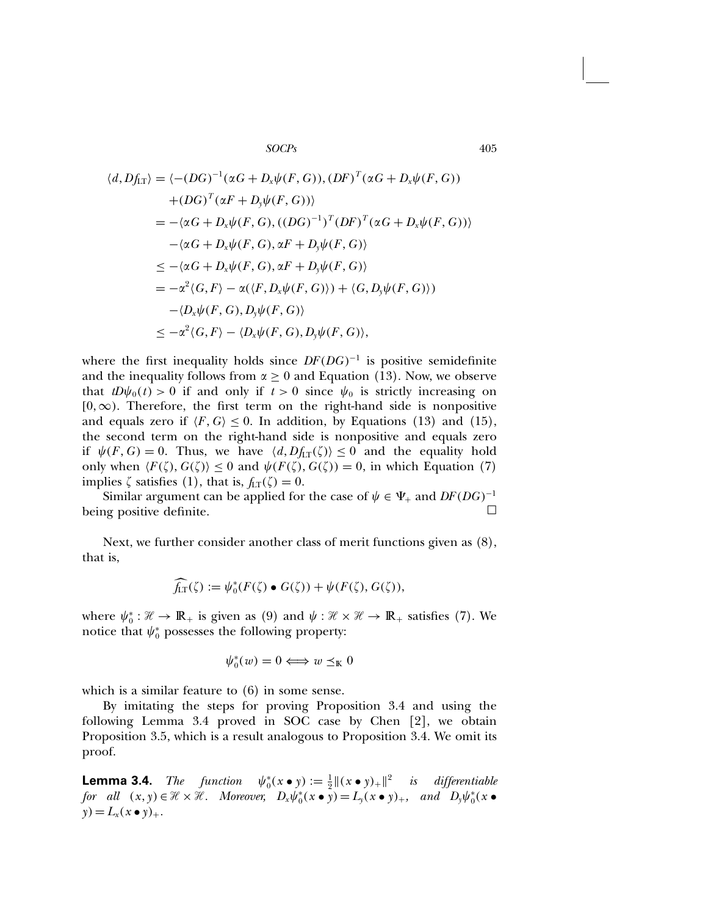$$
\begin{aligned}
\langle d, Df_{\mathrm{LT}} \rangle &= \langle -(DG)^{-1}(\alpha G + D_x\psi(F,G)), (DF)^T(\alpha G + D_x\psi(F,G)) \\
&\quad + (DG)^T(\alpha F + D_y\psi(F,G)) \rangle \\
&= -\langle \alpha G + D_x\psi(F,G), ((DG)^{-1})^T(DF)^T(\alpha G + D_x\psi(F,G)) \rangle \\
&\quad - \langle \alpha G + D_x\psi(F,G), \alpha F + D_y\psi(F,G) \rangle \\
&\leq -\langle \alpha G + D_x\psi(F,G), \alpha F + D_y\psi(F,G) \rangle \\
&= -\alpha^2\langle G, F \rangle - \alpha(\langle F, D_x\psi(F,G) \rangle) + \langle G, D_y\psi(F,G) \rangle) \\
&\quad - \langle D_x\psi(F,G), D_y\psi(F,G) \rangle \\
&\leq -\alpha^2\langle G, F \rangle - \langle D_x\psi(F,G), D_y\psi(F,G) \rangle,
\end{aligned}
$$

where the first inequality holds since $DF(DG)^{-1}$ is positive semidefinite and the inequality follows from $\alpha \geq 0$ and Equation (13). Now, we observe that $tD\psi_0(t) > 0$ if and only if $t > 0$ since $\psi_0$ is strictly increasing on $[0, \infty)$. Therefore, the first term on the right-hand side is nonpositive and equals zero if $\langle F, G \rangle \leq 0$. In addition, by Equations (13) and (15), the second term on the right-hand side is nonpositive and equals zero if $\psi(F, G) = 0$. Thus, we have $\langle d, Df_{\mathrm{LT}}(\zeta) \rangle \leq 0$ and the equality hold only when $\langle F(\zeta), G(\zeta) \rangle \leq 0$ and $\psi(F(\zeta), G(\zeta)) = 0$, in which Equation (7) implies $\zeta$ satisfies (1), that is, $f_{\mathrm{LT}}(\zeta) = 0$.

Similar argument can be applied for the case of $\psi \in \Psi_+$ and $DF(DG)^{-1}$ being positive definite. □

Next, we further consider another class of merit functions given as (8), that is,

$$
\widehat{f_{\mathrm{LT}}}(\zeta) := \psi_0^*(F(\zeta) \bullet G(\zeta)) + \psi(F(\zeta), G(\zeta)),
$$

where $\psi_0^* : \mathcal{H} \to \mathbb{R}_+$ is given as (9) and $\psi : \mathcal{H} \times \mathcal{H} \to \mathbb{R}_+$ satisfies (7). We notice that $\psi_0^*$ possesses the following property:

$$
\psi_0^*(w) = 0 \Longleftrightarrow w \preceq_{\mathbb{K}} 0
$$

which is a similar feature to (6) in some sense.

By imitating the steps for proving Proposition 3.4 and using the following Lemma 3.4 proved in SOC case by Chen [2], we obtain Proposition 3.5, which is a result analogous to Proposition 3.4. We omit its proof.

**Lemma 3.4.** *The function* $\psi_0^*(x \bullet y) := \frac{1}{2}\|(x \bullet y)_+\|^2$ *is differentiable for all* $(x, y) \in \mathcal{H} \times \mathcal{H}$*. Moreover,* $D_x\psi_0^*(x \bullet y) = L_y(x \bullet y)_+$*, and* $D_y\psi_0^*(x \bullet y) = L_x(x \bullet y)_+$.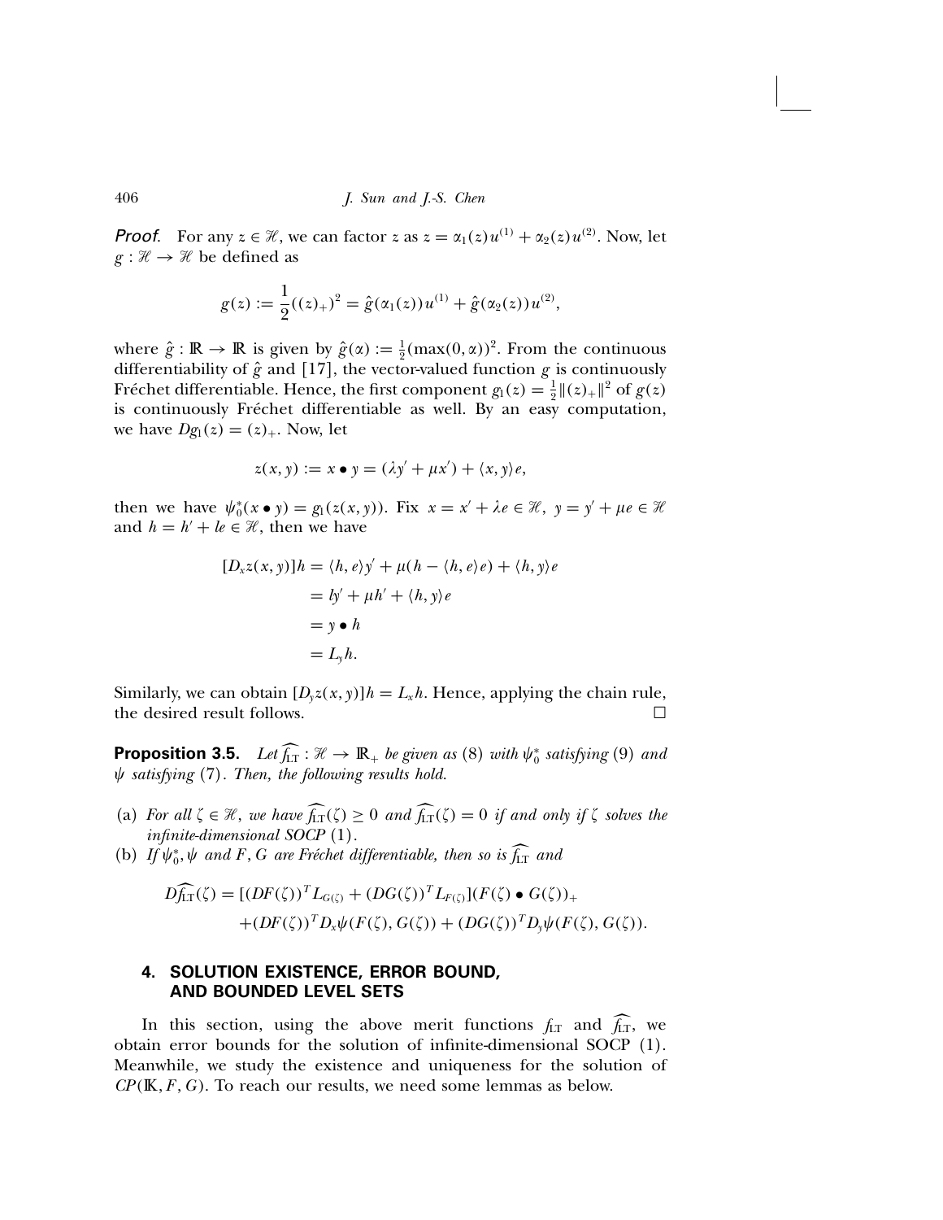*Proof*. For any $z \in \mathcal{H}$, we can factor $z$ as $z = \alpha_1(z)u^{(1)} + \alpha_2(z)u^{(2)}$. Now, let $g : \mathcal{H} \to \mathcal{H}$ be defined as

$$g(z) := \frac{1}{2}((z)_+)^2 = \hat{g}(\alpha_1(z))u^{(1)} + \hat{g}(\alpha_2(z))u^{(2)},$$

where $\hat{g} : \mathbb{R} \to \mathbb{R}$ is given by $\hat{g}(\alpha) := \frac{1}{2}(\max(0, \alpha))^2$. From the continuous differentiability of $\hat{g}$ and [17], the vector-valued function $g$ is continuously Fréchet differentiable. Hence, the first component $g_1(z) = \frac{1}{2}\|(z)_+\|^2$ of $g(z)$ is continuously Fréchet differentiable as well. By an easy computation, we have $Dg_1(z) = (z)_+$. Now, let

$$z(x, y) := x \bullet y = (\lambda y' + \mu x') + \langle x, y \rangle e,$$

then we have $\psi_0^*(x \bullet y) = g_1(z(x, y))$. Fix $x = x' + \lambda e \in \mathcal{H}$, $y = y' + \mu e \in \mathcal{H}$ and $h = h' + le \in \mathcal{H}$, then we have

$$\begin{aligned}
[D_x z(x, y)]h &= \langle h, e \rangle y' + \mu(h - \langle h, e \rangle e) + \langle h, y \rangle e \\
&= ly' + \mu h' + \langle h, y \rangle e \\
&= y \bullet h \\
&= L_y h.
\end{aligned}$$

Similarly, we can obtain $[D_y z(x, y)]h = L_x h$. Hence, applying the chain rule, the desired result follows. $\square$

**Proposition 3.5.** *Let $\widehat{f_{\rm LT}} : \mathcal{H} \to \mathbb{R}_+$ be given as (8) with $\psi_0^*$ satisfying (9) and $\psi$ satisfying (7). Then, the following results hold.*

(a) *For all $\zeta \in \mathcal{H}$, we have $\widehat{f_{\rm LT}}(\zeta) \geq 0$ and $\widehat{f_{\rm LT}}(\zeta) = 0$ if and only if $\zeta$ solves the infinite-dimensional SOCP (1).*

(b) *If $\psi_0^*, \psi$ and $F, G$ are Fréchet differentiable, then so is $\widehat{f_{\rm LT}}$ and*

$$\begin{aligned}
D\widehat{f_{\rm LT}}(\zeta) = {} & [(DF(\zeta))^T L_{G(\zeta)} + (DG(\zeta))^T L_{F(\zeta)}](F(\zeta) \bullet G(\zeta))_+ \\
& + (DF(\zeta))^T D_x \psi(F(\zeta), G(\zeta)) + (DG(\zeta))^T D_y \psi(F(\zeta), G(\zeta)).
\end{aligned}$$

## 4. SOLUTION EXISTENCE, ERROR BOUND, AND BOUNDED LEVEL SETS

In this section, using the above merit functions $f_{\rm LT}$ and $\widehat{f_{\rm LT}}$, we obtain error bounds for the solution of infinite-dimensional SOCP (1). Meanwhile, we study the existence and uniqueness for the solution of $CP(\mathbb{K}, F, G)$. To reach our results, we need some lemmas as below.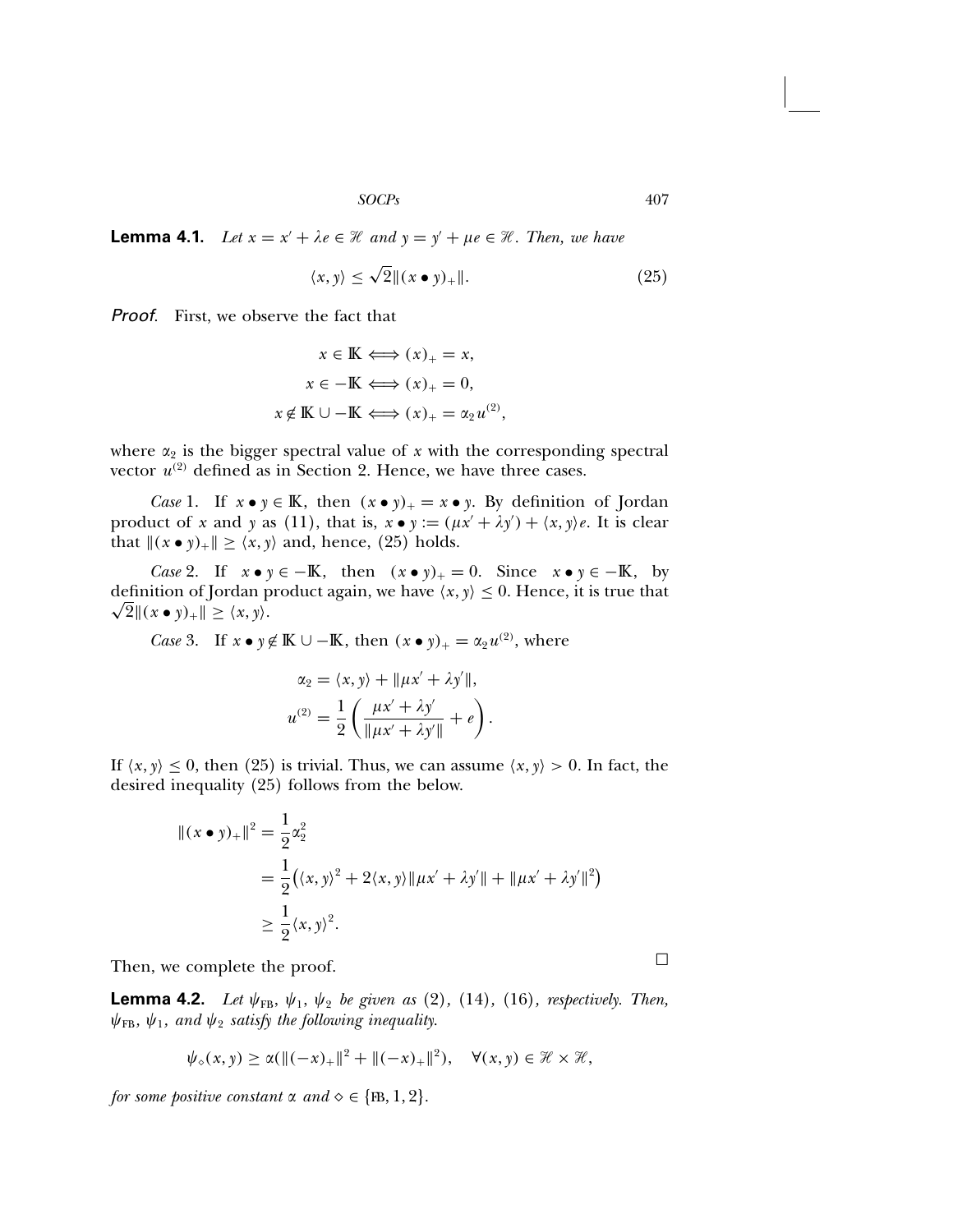**Lemma 4.1.** *Let $x = x' + \lambda e \in \mathscr{H}$ and $y = y' + \mu e \in \mathscr{H}$. Then, we have*

$$\langle x, y \rangle \leq \sqrt{2}\|(x \bullet y)_+\|. \tag{25}$$

*Proof.* First, we observe the fact that

$$x \in \mathbb{K} \Longleftrightarrow (x)_+ = x,$$
$$x \in -\mathbb{K} \Longleftrightarrow (x)_+ = 0,$$
$$x \notin \mathbb{K} \cup -\mathbb{K} \Longleftrightarrow (x)_+ = \alpha_2 u^{(2)},$$

where $\alpha_2$ is the bigger spectral value of $x$ with the corresponding spectral vector $u^{(2)}$ defined as in Section 2. Hence, we have three cases.

*Case* 1. If $x \bullet y \in \mathbb{K}$, then $(x \bullet y)_+ = x \bullet y$. By definition of Jordan product of $x$ and $y$ as (11), that is, $x \bullet y := (\mu x' + \lambda y') + \langle x, y \rangle e$. It is clear that $\|(x \bullet y)_+\| \geq \langle x, y \rangle$ and, hence, (25) holds.

*Case* 2. If $x \bullet y \in -\mathbb{K}$, then $(x \bullet y)_+ = 0$. Since $x \bullet y \in -\mathbb{K}$, by definition of Jordan product again, we have $\langle x, y \rangle \leq 0$. Hence, it is true that $\sqrt{2}\|(x \bullet y)_+\| \geq \langle x, y \rangle$.

*Case* 3. If $x \bullet y \notin \mathbb{K} \cup -\mathbb{K}$, then $(x \bullet y)_+ = \alpha_2 u^{(2)}$, where

$$\alpha_2 = \langle x, y \rangle + \|\mu x' + \lambda y'\|,$$
$$u^{(2)} = \frac{1}{2}\left(\frac{\mu x' + \lambda y'}{\|\mu x' + \lambda y'\|} + e\right).$$

If $\langle x, y \rangle \leq 0$, then (25) is trivial. Thus, we can assume $\langle x, y \rangle > 0$. In fact, the desired inequality (25) follows from the below.

$$\begin{aligned}
\|(x \bullet y)_+\|^2 &= \frac{1}{2}\alpha_2^2 \\
&= \frac{1}{2}\left(\langle x, y \rangle^2 + 2\langle x, y \rangle \|\mu x' + \lambda y'\| + \|\mu x' + \lambda y'\|^2\right) \\
&\geq \frac{1}{2}\langle x, y \rangle^2.
\end{aligned}$$

Then, we complete the proof. □

**Lemma 4.2.** *Let $\psi_{\rm FB}$, $\psi_1$, $\psi_2$ be given as (2), (14), (16), respectively. Then, $\psi_{\rm FB}$, $\psi_1$, and $\psi_2$ satisfy the following inequality.*

$$\psi_\diamond(x, y) \geq \alpha(\|(-x)_+\|^2 + \|(-x)_+\|^2), \quad \forall (x, y) \in \mathscr{H} \times \mathscr{H},$$

*for some positive constant $\alpha$ and $\diamond \in \{\rm FB, 1, 2\}$.*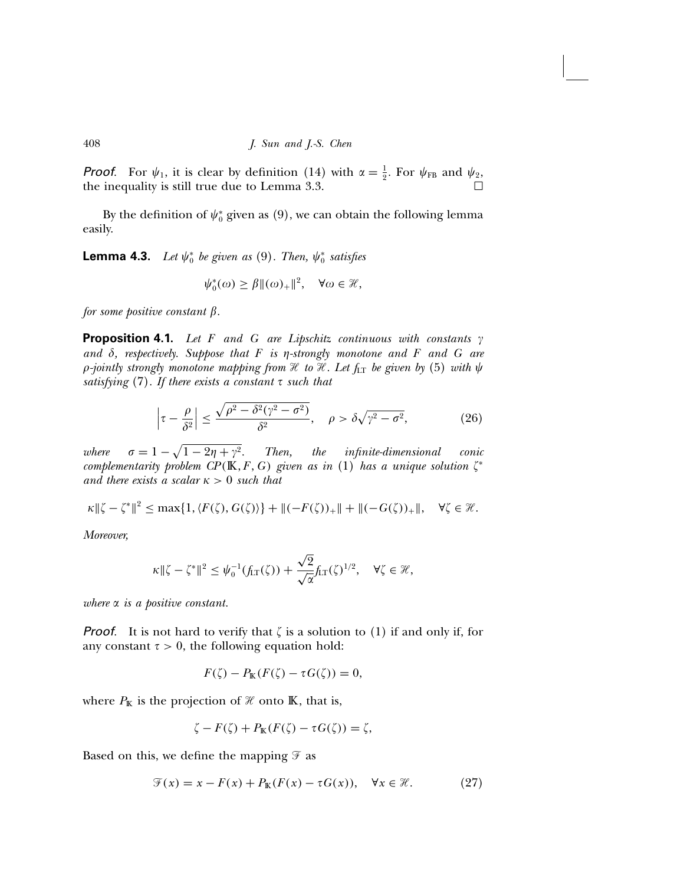*Proof*. For $\psi_1$, it is clear by definition (14) with $\alpha = \frac{1}{2}$. For $\psi_{\text{FB}}$ and $\psi_2$, the inequality is still true due to Lemma 3.3. $\square$

By the definition of $\psi_0^*$ given as (9), we can obtain the following lemma easily.

**Lemma 4.3.** *Let $\psi_0^*$ be given as (9). Then, $\psi_0^*$ satisfies*

$$\psi_0^*(\omega) \geq \beta \|(\omega)_+\|^2, \quad \forall \omega \in \mathscr{H},$$

*for some positive constant $\beta$.*

**Proposition 4.1.** *Let $F$ and $G$ are Lipschitz continuous with constants $\gamma$ and $\delta$, respectively. Suppose that $F$ is $\eta$-strongly monotone and $F$ and $G$ are $\rho$-jointly strongly monotone mapping from $\mathscr{H}$ to $\mathscr{H}$. Let $f_{\text{LT}}$ be given by (5) with $\psi$ satisfying (7). If there exists a constant $\tau$ such that*

$$\left|\tau - \frac{\rho}{\delta^2}\right| \leq \frac{\sqrt{\rho^2 - \delta^2(\gamma^2 - \sigma^2)}}{\delta^2}, \quad \rho > \delta\sqrt{\gamma^2 - \sigma^2}, \tag{26}$$

*where $\sigma = 1 - \sqrt{1 - 2\eta + \gamma^2}$. Then, the infinite-dimensional conic complementarity problem $CP(\mathbb{K}, F, G)$ given as in (1) has a unique solution $\zeta^*$ and there exists a scalar $\kappa > 0$ such that*

$$\kappa\|\zeta - \zeta^*\|^2 \leq \max\{1, \langle F(\zeta), G(\zeta)\rangle\} + \|(-F(\zeta))_+\| + \|(-G(\zeta))_+\|, \quad \forall \zeta \in \mathscr{H}.$$

*Moreover,*

$$\kappa\|\zeta - \zeta^*\|^2 \leq \psi_0^{-1}(f_{\text{LT}}(\zeta)) + \frac{\sqrt{2}}{\sqrt{\alpha}} f_{\text{LT}}(\zeta)^{1/2}, \quad \forall \zeta \in \mathscr{H},$$

*where $\alpha$ is a positive constant.*

*Proof*. It is not hard to verify that $\zeta$ is a solution to (1) if and only if, for any constant $\tau > 0$, the following equation hold:

$$F(\zeta) - P_{\mathbb{K}}(F(\zeta) - \tau G(\zeta)) = 0,$$

where $P_{\mathbb{K}}$ is the projection of $\mathscr{H}$ onto $\mathbb{K}$, that is,

$$\zeta - F(\zeta) + P_{\mathbb{K}}(F(\zeta) - \tau G(\zeta)) = \zeta,$$

Based on this, we define the mapping $\mathscr{F}$ as

$$\mathscr{F}(x) = x - F(x) + P_{\mathbb{K}}(F(x) - \tau G(x)), \quad \forall x \in \mathscr{H}. \tag{27}$$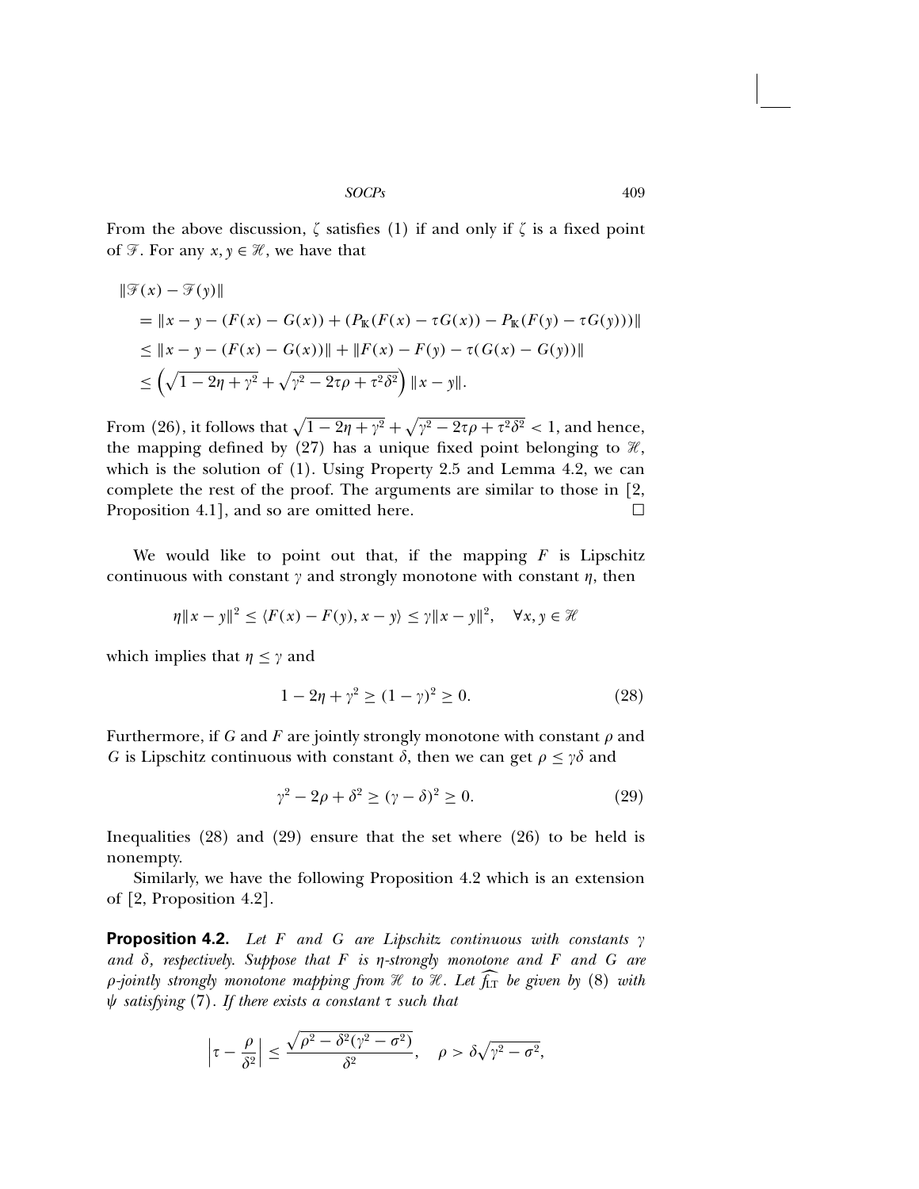From the above discussion, $\zeta$ satisfies (1) if and only if $\zeta$ is a fixed point of $\mathscr{F}$. For any $x, y \in \mathscr{H}$, we have that

$$
\begin{aligned}
&\|\mathscr{F}(x) - \mathscr{F}(y)\| \\
&= \|x - y - (F(x) - G(x)) + (P_{\mathbb{K}}(F(x) - \tau G(x)) - P_{\mathbb{K}}(F(y) - \tau G(y)))\| \\
&\leq \|x - y - (F(x) - G(x))\| + \|F(x) - F(y) - \tau(G(x) - G(y))\| \\
&\leq \left(\sqrt{1 - 2\eta + \gamma^2} + \sqrt{\gamma^2 - 2\tau\rho + \tau^2\delta^2}\right)\|x - y\|.
\end{aligned}
$$

From (26), it follows that $\sqrt{1 - 2\eta + \gamma^2} + \sqrt{\gamma^2 - 2\tau\rho + \tau^2\delta^2} < 1$, and hence, the mapping defined by (27) has a unique fixed point belonging to $\mathscr{H}$, which is the solution of (1). Using Property 2.5 and Lemma 4.2, we can complete the rest of the proof. The arguments are similar to those in [2, Proposition 4.1], and so are omitted here. $\square$

We would like to point out that, if the mapping $F$ is Lipschitz continuous with constant $\gamma$ and strongly monotone with constant $\eta$, then

$$
\eta\|x - y\|^2 \leq \langle F(x) - F(y), x - y\rangle \leq \gamma\|x - y\|^2, \quad \forall x, y \in \mathscr{H}
$$

which implies that $\eta \leq \gamma$ and

$$
1 - 2\eta + \gamma^2 \geq (1 - \gamma)^2 \geq 0. \tag{28}
$$

Furthermore, if $G$ and $F$ are jointly strongly monotone with constant $\rho$ and $G$ is Lipschitz continuous with constant $\delta$, then we can get $\rho \leq \gamma\delta$ and

$$
\gamma^2 - 2\rho + \delta^2 \geq (\gamma - \delta)^2 \geq 0. \tag{29}
$$

Inequalities (28) and (29) ensure that the set where (26) to be held is nonempty.

Similarly, we have the following Proposition 4.2 which is an extension of [2, Proposition 4.2].

**Proposition 4.2.** *Let $F$ and $G$ are Lipschitz continuous with constants $\gamma$ and $\delta$, respectively. Suppose that $F$ is $\eta$-strongly monotone and $F$ and $G$ are $\rho$-jointly strongly monotone mapping from $\mathscr{H}$ to $\mathscr{H}$. Let $\widehat{f_{\mathrm{LT}}}$ be given by (8) with $\psi$ satisfying (7). If there exists a constant $\tau$ such that*

$$
\left|\tau - \frac{\rho}{\delta^2}\right| \leq \frac{\sqrt{\rho^2 - \delta^2(\gamma^2 - \sigma^2)}}{\delta^2}, \quad \rho > \delta\sqrt{\gamma^2 - \sigma^2},
$$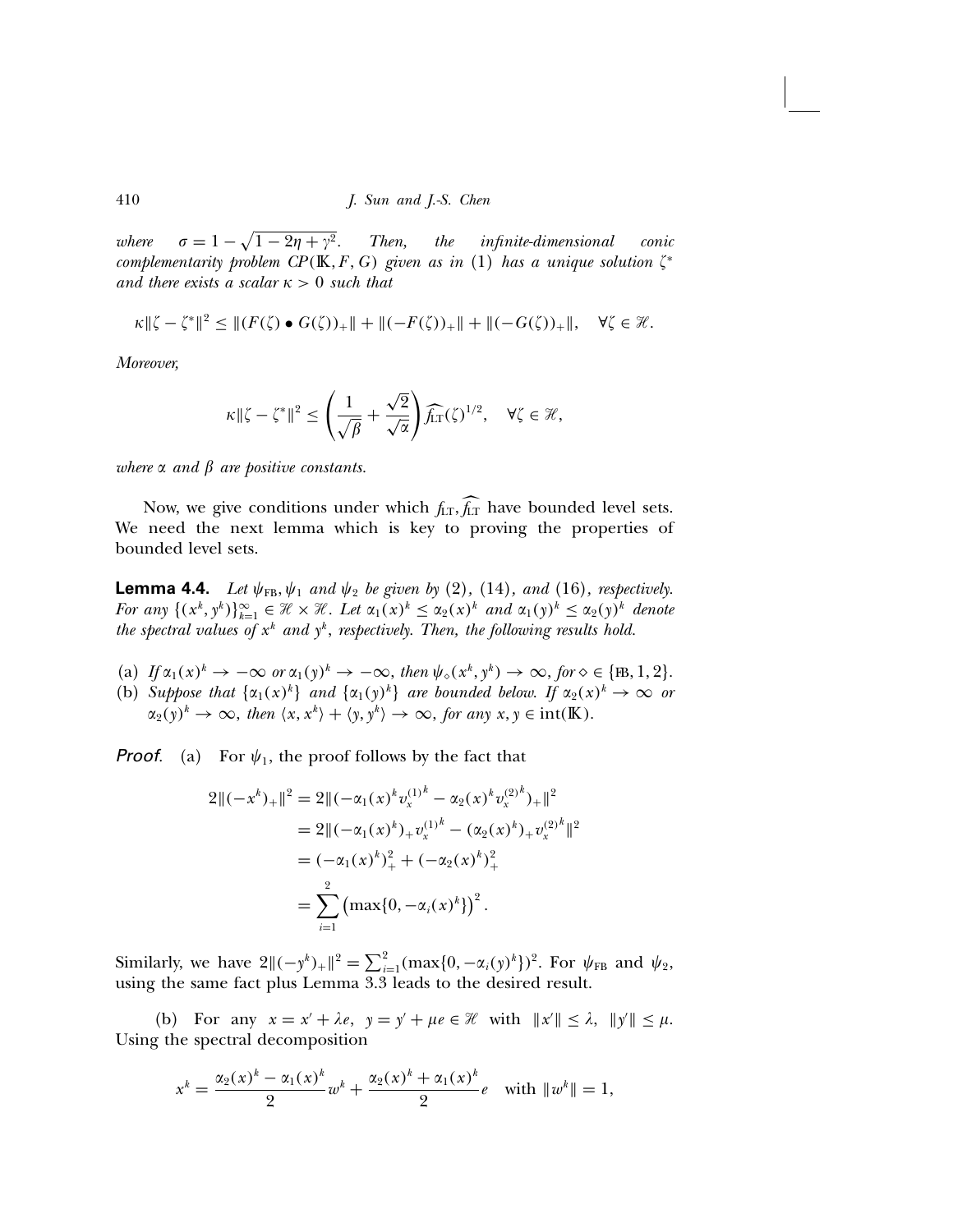where $\sigma = 1 - \sqrt{1 - 2\eta + \gamma^2}$. Then, the infinite-dimensional conic complementarity problem $CP(\mathbb{K}, F, G)$ given as in (1) has a unique solution $\zeta^*$ and there exists a scalar $\kappa > 0$ such that

$$\kappa\|\zeta - \zeta^*\|^2 \leq \|(F(\zeta) \bullet G(\zeta))_+\| + \|(-F(\zeta))_+\| + \|(-G(\zeta))_+\|, \quad \forall \zeta \in \mathscr{H}.$$

*Moreover,*

$$\kappa\|\zeta - \zeta^*\|^2 \leq \left(\frac{1}{\sqrt{\beta}} + \frac{\sqrt{2}}{\sqrt{\alpha}}\right)\widehat{f_{\rm LT}}(\zeta)^{1/2}, \quad \forall \zeta \in \mathscr{H},$$

*where $\alpha$ and $\beta$ are positive constants.*

Now, we give conditions under which $f_{\rm LT}, \widehat{f_{\rm LT}}$ have bounded level sets. We need the next lemma which is key to proving the properties of bounded level sets.

**Lemma 4.4.** *Let $\psi_{\rm FB}, \psi_1$ and $\psi_2$ be given by (2), (14), and (16), respectively. For any $\{(x^k, y^k)\}_{k=1}^{\infty} \in \mathscr{H} \times \mathscr{H}$. Let $\alpha_1(x)^k \leq \alpha_2(x)^k$ and $\alpha_1(y)^k \leq \alpha_2(y)^k$ denote the spectral values of $x^k$ and $y^k$, respectively. Then, the following results hold.*

(a) *If $\alpha_1(x)^k \to -\infty$ or $\alpha_1(y)^k \to -\infty$, then $\psi_\diamond(x^k, y^k) \to \infty$, for $\diamond \in \{\text{FB}, 1, 2\}$.*
(b) *Suppose that $\{\alpha_1(x)^k\}$ and $\{\alpha_1(y)^k\}$ are bounded below. If $\alpha_2(x)^k \to \infty$ or $\alpha_2(y)^k \to \infty$, then $\langle x, x^k\rangle + \langle y, y^k\rangle \to \infty$, for any $x, y \in \text{int}(\mathbb{K})$.*

*Proof.* (a) For $\psi_1$, the proof follows by the fact that

$$\begin{aligned}
2\|(-x^k)_+\|^2 &= 2\|(-\alpha_1(x)^k v_x^{(1)^k} - \alpha_2(x)^k v_x^{(2)^k})_+\|^2 \\
&= 2\|(-\alpha_1(x)^k)_+ v_x^{(1)^k} - (\alpha_2(x)^k)_+ v_x^{(2)^k}\|^2 \\
&= (-\alpha_1(x)^k)_+^2 + (-\alpha_2(x)^k)_+^2 \\
&= \sum_{i=1}^{2}\left(\max\{0, -\alpha_i(x)^k\}\right)^2.
\end{aligned}$$

Similarly, we have $2\|(-y^k)_+\|^2 = \sum_{i=1}^{2}(\max\{0, -\alpha_i(y)^k\})^2$. For $\psi_{\rm FB}$ and $\psi_2$, using the same fact plus Lemma 3.3 leads to the desired result.

(b) For any $x = x' + \lambda e$, $y = y' + \mu e \in \mathscr{H}$ with $\|x'\| \leq \lambda$, $\|y'\| \leq \mu$. Using the spectral decomposition

$$x^k = \frac{\alpha_2(x)^k - \alpha_1(x)^k}{2}w^k + \frac{\alpha_2(x)^k + \alpha_1(x)^k}{2}e \quad \text{with } \|w^k\| = 1,$$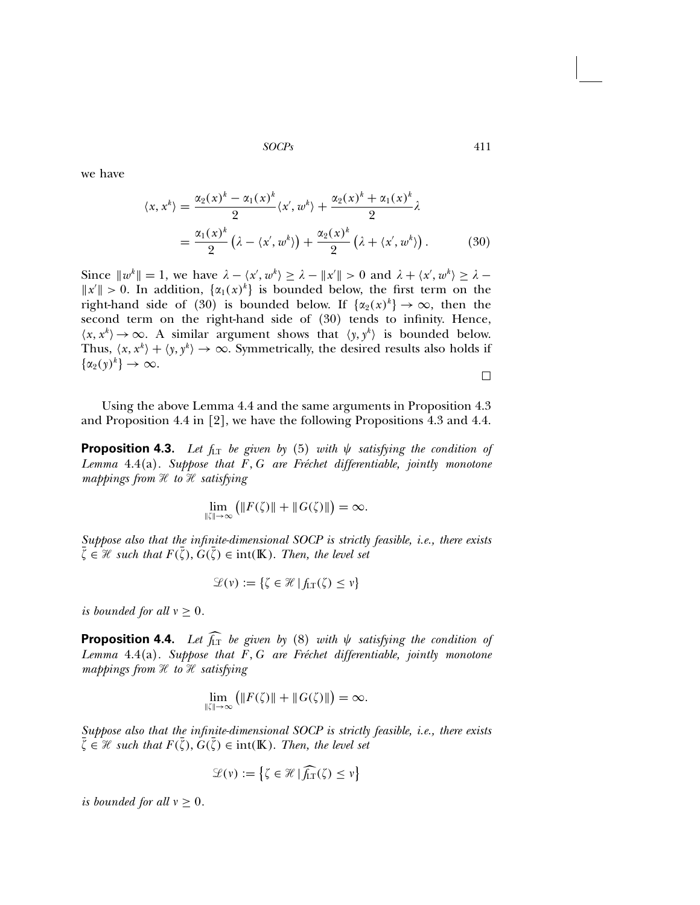we have

$$
\begin{aligned}
\langle x, x^k \rangle &= \frac{\alpha_2(x)^k - \alpha_1(x)^k}{2} \langle x', w^k \rangle + \frac{\alpha_2(x)^k + \alpha_1(x)^k}{2} \lambda \\
&= \frac{\alpha_1(x)^k}{2} \left( \lambda - \langle x', w^k \rangle \right) + \frac{\alpha_2(x)^k}{2} \left( \lambda + \langle x', w^k \rangle \right). \qquad (30)
\end{aligned}
$$

Since $\|w^k\| = 1$, we have $\lambda - \langle x', w^k \rangle \geq \lambda - \|x'\| > 0$ and $\lambda + \langle x', w^k \rangle \geq \lambda - \|x'\| > 0$. In addition, $\{\alpha_1(x)^k\}$ is bounded below, the first term on the right-hand side of (30) is bounded below. If $\{\alpha_2(x)^k\} \to \infty$, then the second term on the right-hand side of (30) tends to infinity. Hence, $\langle x, x^k \rangle \to \infty$. A similar argument shows that $\langle y, y^k \rangle$ is bounded below. Thus, $\langle x, x^k \rangle + \langle y, y^k \rangle \to \infty$. Symmetrically, the desired results also holds if $\{\alpha_2(y)^k\} \to \infty$.

□

Using the above Lemma 4.4 and the same arguments in Proposition 4.3 and Proposition 4.4 in [2], we have the following Propositions 4.3 and 4.4.

**Proposition 4.3.** *Let $f_{\mathrm{LT}}$ be given by* (5) *with $\psi$ satisfying the condition of Lemma* 4.4(a)*. Suppose that $F, G$ are Fréchet differentiable, jointly monotone mappings from $\mathcal{H}$ to $\mathcal{H}$ satisfying*

$$
\lim_{\|\zeta\| \to \infty} \left( \|F(\zeta)\| + \|G(\zeta)\| \right) = \infty.
$$

*Suppose also that the infinite-dimensional SOCP is strictly feasible, i.e., there exists $\bar{\zeta} \in \mathcal{H}$ such that $F(\bar{\zeta}), G(\bar{\zeta}) \in \mathrm{int}(\mathbb{K})$. Then, the level set*

$$
\mathcal{L}(v) := \{\zeta \in \mathcal{H} \mid f_{\mathrm{LT}}(\zeta) \leq v\}
$$

*is bounded for all $v \geq 0$.*

**Proposition 4.4.** *Let $\widehat{f_{\mathrm{LT}}}$ be given by* (8) *with $\psi$ satisfying the condition of Lemma* 4.4(a)*. Suppose that $F, G$ are Fréchet differentiable, jointly monotone mappings from $\mathcal{H}$ to $\mathcal{H}$ satisfying*

$$
\lim_{\|\zeta\| \to \infty} \left( \|F(\zeta)\| + \|G(\zeta)\| \right) = \infty.
$$

*Suppose also that the infinite-dimensional SOCP is strictly feasible, i.e., there exists $\bar{\zeta} \in \mathcal{H}$ such that $F(\bar{\zeta}), G(\bar{\zeta}) \in \mathrm{int}(\mathbb{K})$. Then, the level set*

$$
\mathcal{L}(v) := \left\{\zeta \in \mathcal{H} \mid \widehat{f_{\mathrm{LT}}}(\zeta) \leq v\right\}
$$

*is bounded for all $v \geq 0$.*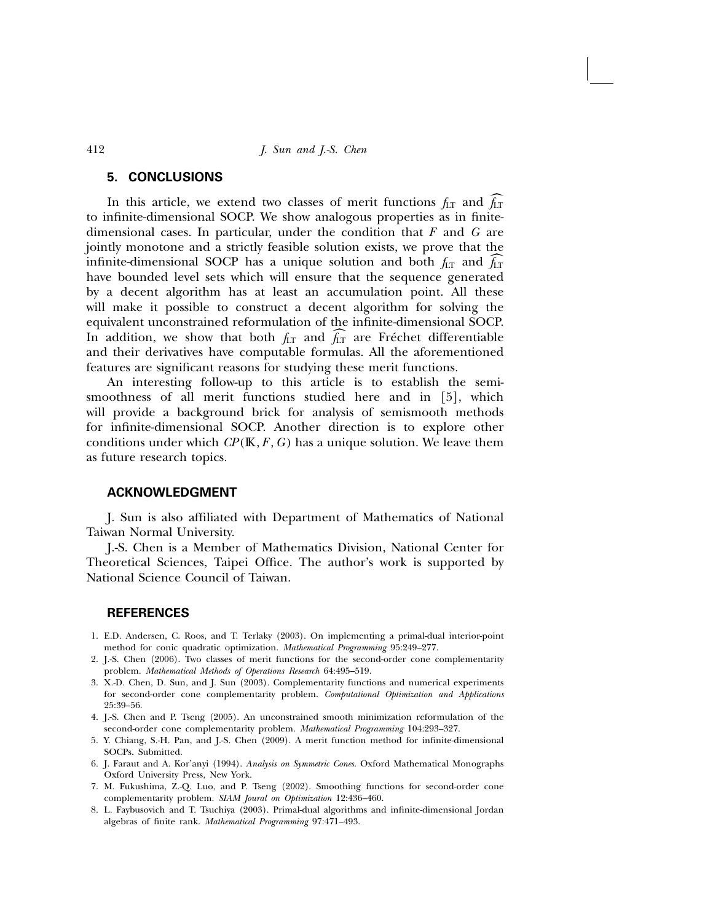## 5. CONCLUSIONS

In this article, we extend two classes of merit functions $f_{LT}$ and $\widehat{f_{LT}}$ to infinite-dimensional SOCP. We show analogous properties as in finite-dimensional cases. In particular, under the condition that $F$ and $G$ are jointly monotone and a strictly feasible solution exists, we prove that the infinite-dimensional SOCP has a unique solution and both $f_{LT}$ and $\widehat{f_{LT}}$ have bounded level sets which will ensure that the sequence generated by a decent algorithm has at least an accumulation point. All these will make it possible to construct a decent algorithm for solving the equivalent unconstrained reformulation of the infinite-dimensional SOCP. In addition, we show that both $f_{LT}$ and $\widehat{f_{LT}}$ are Fréchet differentiable and their derivatives have computable formulas. All the aforementioned features are significant reasons for studying these merit functions.

An interesting follow-up to this article is to establish the semismoothness of all merit functions studied here and in [5], which will provide a background brick for analysis of semismooth methods for infinite-dimensional SOCP. Another direction is to explore other conditions under which $CP(\mathbb{K}, F, G)$ has a unique solution. We leave them as future research topics.

## ACKNOWLEDGMENT

J. Sun is also affiliated with Department of Mathematics of National Taiwan Normal University.

J.-S. Chen is a Member of Mathematics Division, National Center for Theoretical Sciences, Taipei Office. The author's work is supported by National Science Council of Taiwan.

## REFERENCES

1. E.D. Andersen, C. Roos, and T. Terlaky (2003). On implementing a primal-dual interior-point method for conic quadratic optimization. *Mathematical Programming* 95:249–277.
2. J.-S. Chen (2006). Two classes of merit functions for the second-order cone complementarity problem. *Mathematical Methods of Operations Research* 64:495–519.
3. X.-D. Chen, D. Sun, and J. Sun (2003). Complementarity functions and numerical experiments for second-order cone complementarity problem. *Computational Optimization and Applications* 25:39–56.
4. J.-S. Chen and P. Tseng (2005). An unconstrained smooth minimization reformulation of the second-order cone complementarity problem. *Mathematical Programming* 104:293–327.
5. Y. Chiang, S.-H. Pan, and J.-S. Chen (2009). A merit function method for infinite-dimensional SOCPs. Submitted.
6. J. Faraut and A. Kor'anyi (1994). *Analysis on Symmetric Cones*. Oxford Mathematical Monographs Oxford University Press, New York.
7. M. Fukushima, Z.-Q. Luo, and P. Tseng (2002). Smoothing functions for second-order cone complementarity problem. *SIAM Joural on Optimization* 12:436–460.
8. L. Faybusovich and T. Tsuchiya (2003). Primal-dual algorithms and infinite-dimensional Jordan algebras of finite rank. *Mathematical Programming* 97:471–493.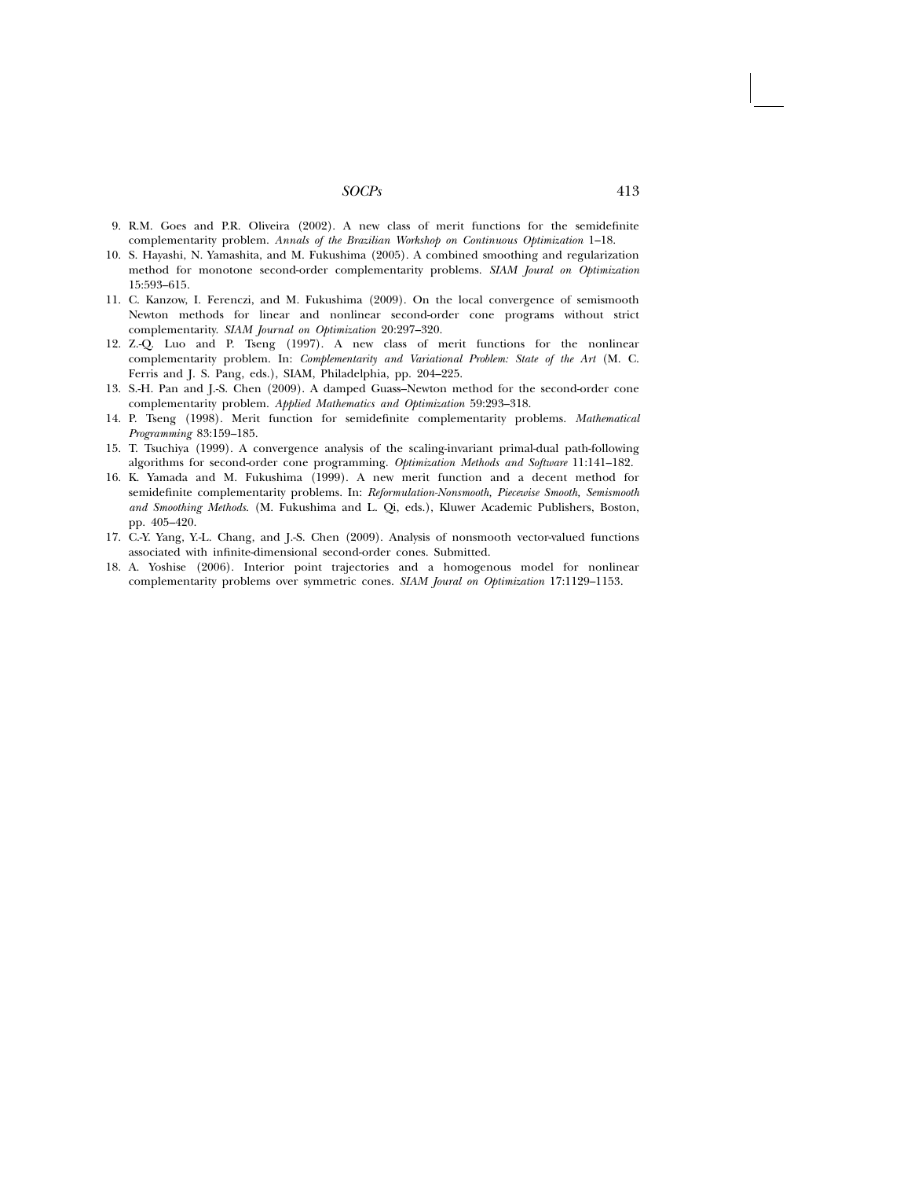9. R.M. Goes and P.R. Oliveira (2002). A new class of merit functions for the semidefinite complementarity problem. *Annals of the Brazilian Workshop on Continuous Optimization* 1–18.
10. S. Hayashi, N. Yamashita, and M. Fukushima (2005). A combined smoothing and regularization method for monotone second-order complementarity problems. *SIAM Journal on Optimization* 15:593–615.
11. C. Kanzow, I. Ferenczi, and M. Fukushima (2009). On the local convergence of semismooth Newton methods for linear and nonlinear second-order cone programs without strict complementarity. *SIAM Journal on Optimization* 20:297–320.
12. Z.-Q. Luo and P. Tseng (1997). A new class of merit functions for the nonlinear complementarity problem. In: *Complementarity and Variational Problem: State of the Art* (M. C. Ferris and J. S. Pang, eds.), SIAM, Philadelphia, pp. 204–225.
13. S.-H. Pan and J.-S. Chen (2009). A damped Guass–Newton method for the second-order cone complementarity problem. *Applied Mathematics and Optimization* 59:293–318.
14. P. Tseng (1998). Merit function for semidefinite complementarity problems. *Mathematical Programming* 83:159–185.
15. T. Tsuchiya (1999). A convergence analysis of the scaling-invariant primal-dual path-following algorithms for second-order cone programming. *Optimization Methods and Software* 11:141–182.
16. K. Yamada and M. Fukushima (1999). A new merit function and a decent method for semidefinite complementarity problems. In: *Reformulation-Nonsmooth, Piecewise Smooth, Semismooth and Smoothing Methods*. (M. Fukushima and L. Qi, eds.), Kluwer Academic Publishers, Boston, pp. 405–420.
17. C.-Y. Yang, Y.-L. Chang, and J.-S. Chen (2009). Analysis of nonsmooth vector-valued functions associated with infinite-dimensional second-order cones. Submitted.
18. A. Yoshise (2006). Interior point trajectories and a homogenous model for nonlinear complementarity problems over symmetric cones. *SIAM Joural on Optimization* 17:1129–1153.